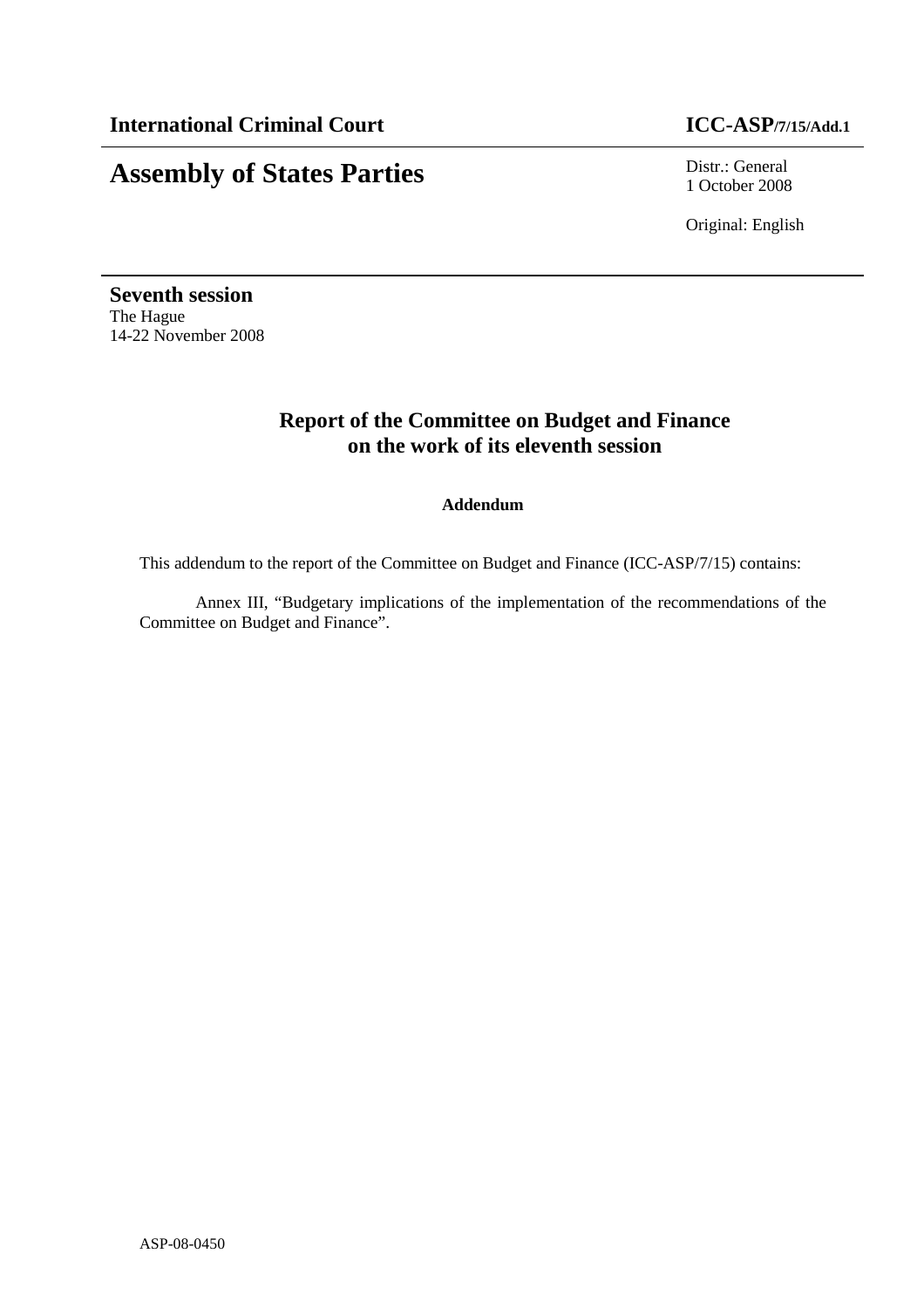**International Criminal Court** **ICC-ASP/7/15/Add.1**

# Assembly of States Parties

Distr.: General
1 October 2008

Original: English

**Seventh session**
The Hague
14-22 November 2008

## Report of the Committee on Budget and Finance on the work of its eleventh session

**Addendum**

This addendum to the report of the Committee on Budget and Finance (ICC-ASP/7/15) contains:

Annex III, "Budgetary implications of the implementation of the recommendations of the Committee on Budget and Finance".

ASP-08-0450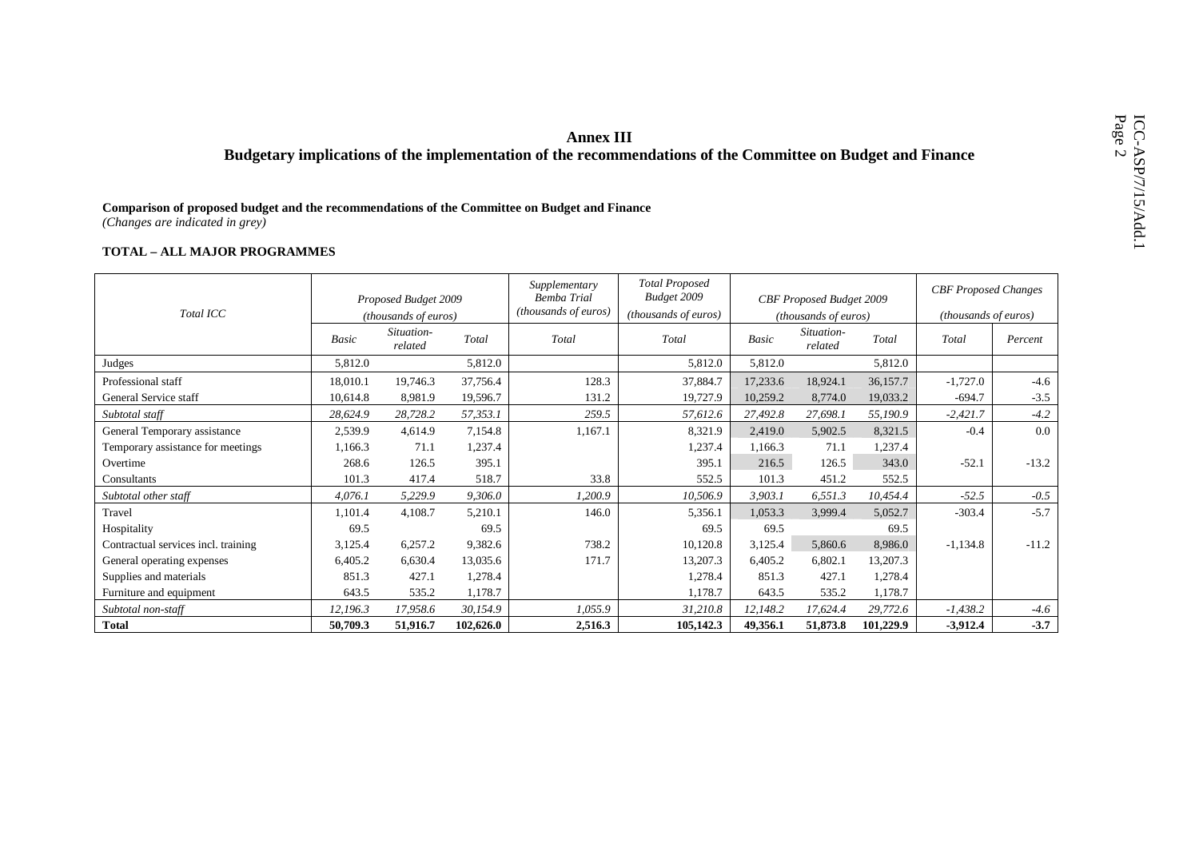## Annex III

## Budgetary implications of the implementation of the recommendations of the Committee on Budget and Finance

**Comparison of proposed budget and the recommendations of the Committee on Budget and Finance**
*(Changes are indicated in grey)*

**TOTAL – ALL MAJOR PROGRAMMES**

| *Total ICC* | *Proposed Budget 2009 (thousands of euros)* | | | *Supplementary Bemba Trial (thousands of euros)* | *Total Proposed Budget 2009 (thousands of euros)* | *CBF Proposed Budget 2009 (thousands of euros)* | | | *CBF Proposed Changes (thousands of euros)* | |
|---|---|---|---|---|---|---|---|---|---|---|
| | *Basic* | *Situation-related* | *Total* | *Total* | *Total* | *Basic* | *Situation-related* | *Total* | *Total* | *Percent* |
| Judges | 5,812.0 | | 5,812.0 | | 5,812.0 | 5,812.0 | | 5,812.0 | | |
| Professional staff | 18,010.1 | 19,746.3 | 37,756.4 | 128.3 | 37,884.7 | 17,233.6 | 18,924.1 | 36,157.7 | -1,727.0 | -4.6 |
| General Service staff | 10,614.8 | 8,981.9 | 19,596.7 | 131.2 | 19,727.9 | 10,259.2 | 8,774.0 | 19,033.2 | -694.7 | -3.5 |
| *Subtotal staff* | *28,624.9* | *28,728.2* | *57,353.1* | *259.5* | *57,612.6* | *27,492.8* | *27,698.1* | *55,190.9* | *-2,421.7* | *-4.2* |
| General Temporary assistance | 2,539.9 | 4,614.9 | 7,154.8 | 1,167.1 | 8,321.9 | 2,419.0 | 5,902.5 | 8,321.5 | -0.4 | 0.0 |
| Temporary assistance for meetings | 1,166.3 | 71.1 | 1,237.4 | | 1,237.4 | 1,166.3 | 71.1 | 1,237.4 | | |
| Overtime | 268.6 | 126.5 | 395.1 | | 395.1 | 216.5 | 126.5 | 343.0 | -52.1 | -13.2 |
| Consultants | 101.3 | 417.4 | 518.7 | 33.8 | 552.5 | 101.3 | 451.2 | 552.5 | | |
| *Subtotal other staff* | *4,076.1* | *5,229.9* | *9,306.0* | *1,200.9* | *10,506.9* | *3,903.1* | *6,551.3* | *10,454.4* | *-52.5* | *-0.5* |
| Travel | 1,101.4 | 4,108.7 | 5,210.1 | 146.0 | 5,356.1 | 1,053.3 | 3,999.4 | 5,052.7 | -303.4 | -5.7 |
| Hospitality | 69.5 | | 69.5 | | 69.5 | 69.5 | | 69.5 | | |
| Contractual services incl. training | 3,125.4 | 6,257.2 | 9,382.6 | 738.2 | 10,120.8 | 3,125.4 | 5,860.6 | 8,986.0 | -1,134.8 | -11.2 |
| General operating expenses | 6,405.2 | 6,630.4 | 13,035.6 | 171.7 | 13,207.3 | 6,405.2 | 6,802.1 | 13,207.3 | | |
| Supplies and materials | 851.3 | 427.1 | 1,278.4 | | 1,278.4 | 851.3 | 427.1 | 1,278.4 | | |
| Furniture and equipment | 643.5 | 535.2 | 1,178.7 | | 1,178.7 | 643.5 | 535.2 | 1,178.7 | | |
| *Subtotal non-staff* | *12,196.3* | *17,958.6* | *30,154.9* | *1,055.9* | *31,210.8* | *12,148.2* | *17,624.4* | *29,772.6* | *-1,438.2* | *-4.6* |
| **Total** | **50,709.3** | **51,916.7** | **102,626.0** | **2,516.3** | **105,142.3** | **49,356.1** | **51,873.8** | **101,229.9** | **-3,912.4** | **-3.7** |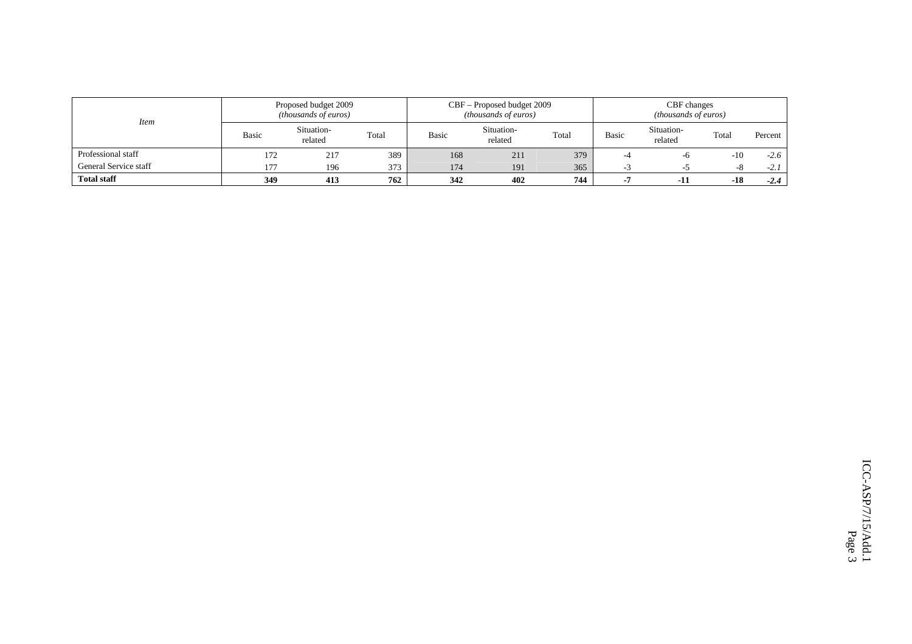| *Item* | Proposed budget 2009 *(thousands of euros)* | | | CBF – Proposed budget 2009 *(thousands of euros)* | | | CBF changes *(thousands of euros)* | | | |
|---|---|---|---|---|---|---|---|---|---|---|
| | Basic | Situation-related | Total | Basic | Situation-related | Total | Basic | Situation-related | Total | Percent |
| Professional staff | 172 | 217 | 389 | 168 | 211 | 379 | -4 | -6 | -10 | *-2.6* |
| General Service staff | 177 | 196 | 373 | 174 | 191 | 365 | -3 | -5 | -8 | *-2.1* |
| **Total staff** | **349** | **413** | **762** | **342** | **402** | **744** | **-7** | **-11** | **-18** | ***-2.4*** |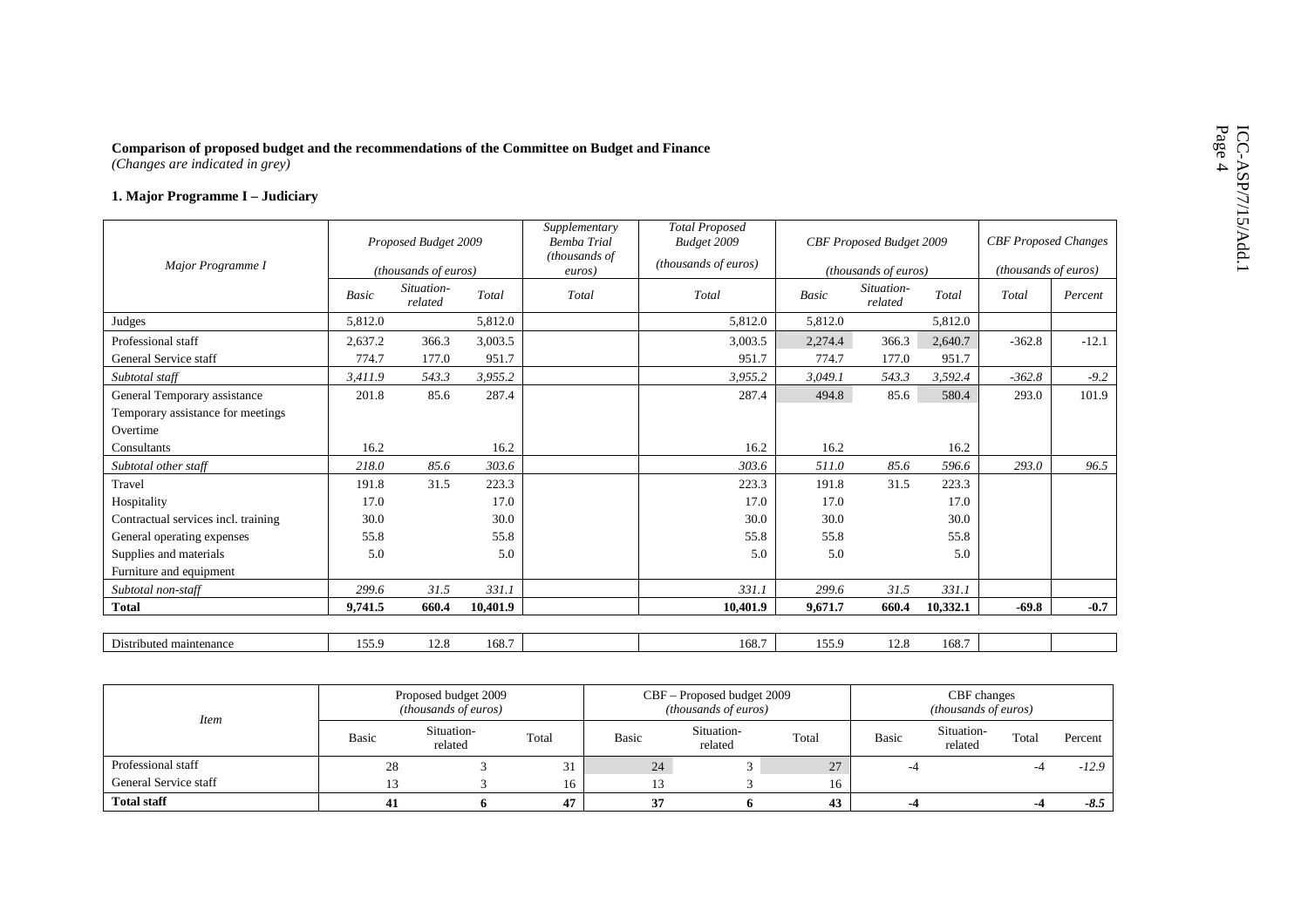**Comparison of proposed budget and the recommendations of the Committee on Budget and Finance**
*(Changes are indicated in grey)*

**1. Major Programme I – Judiciary**

| *Major Programme I* | *Proposed Budget 2009 (thousands of euros)* | | | *Supplementary Bemba Trial (thousands of euros)* | *Total Proposed Budget 2009 (thousands of euros)* | *CBF Proposed Budget 2009 (thousands of euros)* | | | *CBF Proposed Changes (thousands of euros)* | |
|---|---|---|---|---|---|---|---|---|---|---|
| | *Basic* | *Situation-related* | *Total* | *Total* | *Total* | *Basic* | *Situation-related* | *Total* | *Total* | *Percent* |
| Judges | 5,812.0 | | 5,812.0 | | 5,812.0 | 5,812.0 | | 5,812.0 | | |
| Professional staff | 2,637.2 | 366.3 | 3,003.5 | | 3,003.5 | 2,274.4 | 366.3 | 2,640.7 | -362.8 | -12.1 |
| General Service staff | 774.7 | 177.0 | 951.7 | | 951.7 | 774.7 | 177.0 | 951.7 | | |
| *Subtotal staff* | *3,411.9* | *543.3* | *3,955.2* | | *3,955.2* | *3,049.1* | *543.3* | *3,592.4* | *-362.8* | *-9.2* |
| General Temporary assistance | 201.8 | 85.6 | 287.4 | | 287.4 | 494.8 | 85.6 | 580.4 | 293.0 | 101.9 |
| Temporary assistance for meetings | | | | | | | | | | |
| Overtime | | | | | | | | | | |
| Consultants | 16.2 | | 16.2 | | 16.2 | 16.2 | | 16.2 | | |
| *Subtotal other staff* | *218.0* | *85.6* | *303.6* | | *303.6* | *511.0* | *85.6* | *596.6* | *293.0* | *96.5* |
| Travel | 191.8 | 31.5 | 223.3 | | 223.3 | 191.8 | 31.5 | 223.3 | | |
| Hospitality | 17.0 | | 17.0 | | 17.0 | 17.0 | | 17.0 | | |
| Contractual services incl. training | 30.0 | | 30.0 | | 30.0 | 30.0 | | 30.0 | | |
| General operating expenses | 55.8 | | 55.8 | | 55.8 | 55.8 | | 55.8 | | |
| Supplies and materials | 5.0 | | 5.0 | | 5.0 | 5.0 | | 5.0 | | |
| Furniture and equipment | | | | | | | | | | |
| *Subtotal non-staff* | *299.6* | *31.5* | *331.1* | | *331.1* | *299.6* | *31.5* | *331.1* | | |
| **Total** | **9,741.5** | **660.4** | **10,401.9** | | **10,401.9** | **9,671.7** | **660.4** | **10,332.1** | **-69.8** | **-0.7** |
| Distributed maintenance | 155.9 | 12.8 | 168.7 | | 168.7 | 155.9 | 12.8 | 168.7 | | |

| *Item* | Proposed budget 2009 *(thousands of euros)* | | | CBF – Proposed budget 2009 *(thousands of euros)* | | | CBF changes *(thousands of euros)* | | | |
|---|---|---|---|---|---|---|---|---|---|---|
| | Basic | Situation-related | Total | Basic | Situation-related | Total | Basic | Situation-related | Total | Percent |
| Professional staff | 28 | 3 | 31 | 24 | 3 | 27 | -4 | | -4 | *-12.9* |
| General Service staff | 13 | 3 | 16 | 13 | 3 | 16 | | | | |
| **Total staff** | **41** | **6** | **47** | **37** | **6** | **43** | **-4** | | **-4** | ***-8.5*** |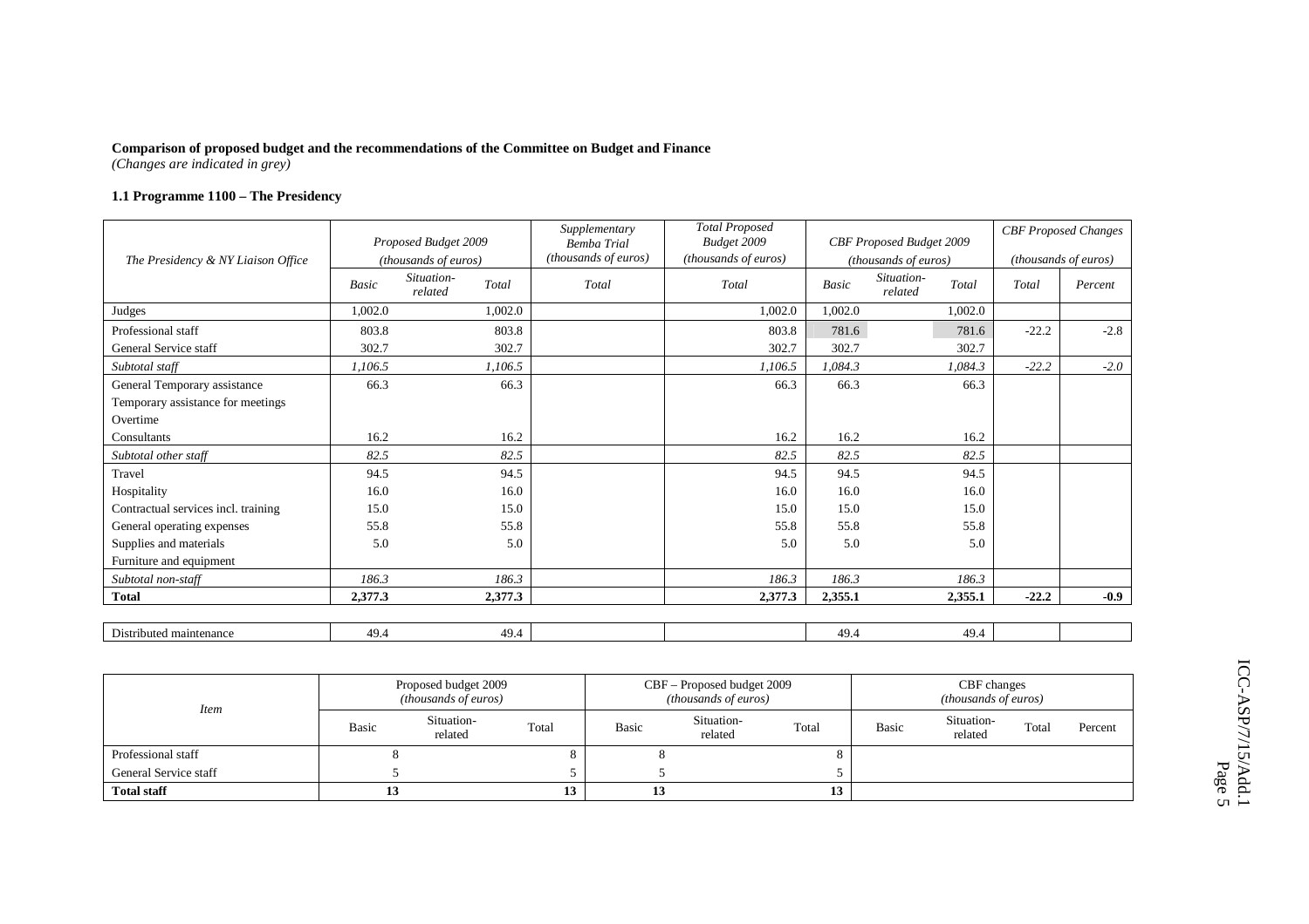**Comparison of proposed budget and the recommendations of the Committee on Budget and Finance**
*(Changes are indicated in grey)*

### 1.1 Programme 1100 – The Presidency

| *The Presidency & NY Liaison Office* | *Proposed Budget 2009 (thousands of euros)* | | | *Supplementary Bemba Trial (thousands of euros)* | *Total Proposed Budget 2009 (thousands of euros)* | *CBF Proposed Budget 2009 (thousands of euros)* | | | *CBF Proposed Changes (thousands of euros)* | |
|---|---|---|---|---|---|---|---|---|---|---|
| | *Basic* | *Situation-related* | *Total* | *Total* | *Total* | *Basic* | *Situation-related* | *Total* | *Total* | *Percent* |
| Judges | 1,002.0 | | 1,002.0 | | 1,002.0 | 1,002.0 | | 1,002.0 | | |
| Professional staff | 803.8 | | 803.8 | | 803.8 | 781.6 | | 781.6 | -22.2 | -2.8 |
| General Service staff | 302.7 | | 302.7 | | 302.7 | 302.7 | | 302.7 | | |
| *Subtotal staff* | *1,106.5* | | *1,106.5* | | *1,106.5* | *1,084.3* | | *1,084.3* | *-22.2* | *-2.0* |
| General Temporary assistance | 66.3 | | 66.3 | | 66.3 | 66.3 | | 66.3 | | |
| Temporary assistance for meetings | | | | | | | | | | |
| Overtime | | | | | | | | | | |
| Consultants | 16.2 | | 16.2 | | 16.2 | 16.2 | | 16.2 | | |
| *Subtotal other staff* | *82.5* | | *82.5* | | *82.5* | *82.5* | | *82.5* | | |
| Travel | 94.5 | | 94.5 | | 94.5 | 94.5 | | 94.5 | | |
| Hospitality | 16.0 | | 16.0 | | 16.0 | 16.0 | | 16.0 | | |
| Contractual services incl. training | 15.0 | | 15.0 | | 15.0 | 15.0 | | 15.0 | | |
| General operating expenses | 55.8 | | 55.8 | | 55.8 | 55.8 | | 55.8 | | |
| Supplies and materials | 5.0 | | 5.0 | | 5.0 | 5.0 | | 5.0 | | |
| Furniture and equipment | | | | | | | | | | |
| *Subtotal non-staff* | *186.3* | | *186.3* | | *186.3* | *186.3* | | *186.3* | | |
| **Total** | **2,377.3** | | **2,377.3** | | **2,377.3** | **2,355.1** | | **2,355.1** | **-22.2** | **-0.9** |
| Distributed maintenance | 49.4 | | 49.4 | | | 49.4 | | 49.4 | | |

| *Item* | Proposed budget 2009 *(thousands of euros)* | | | CBF – Proposed budget 2009 *(thousands of euros)* | | | CBF changes *(thousands of euros)* | | | |
|---|---|---|---|---|---|---|---|---|---|---|
| | Basic | Situation-related | Total | Basic | Situation-related | Total | Basic | Situation-related | Total | Percent |
| Professional staff | 8 | | 8 | 8 | | 8 | | | | |
| General Service staff | 5 | | 5 | 5 | | 5 | | | | |
| **Total staff** | **13** | | **13** | **13** | | **13** | | | | |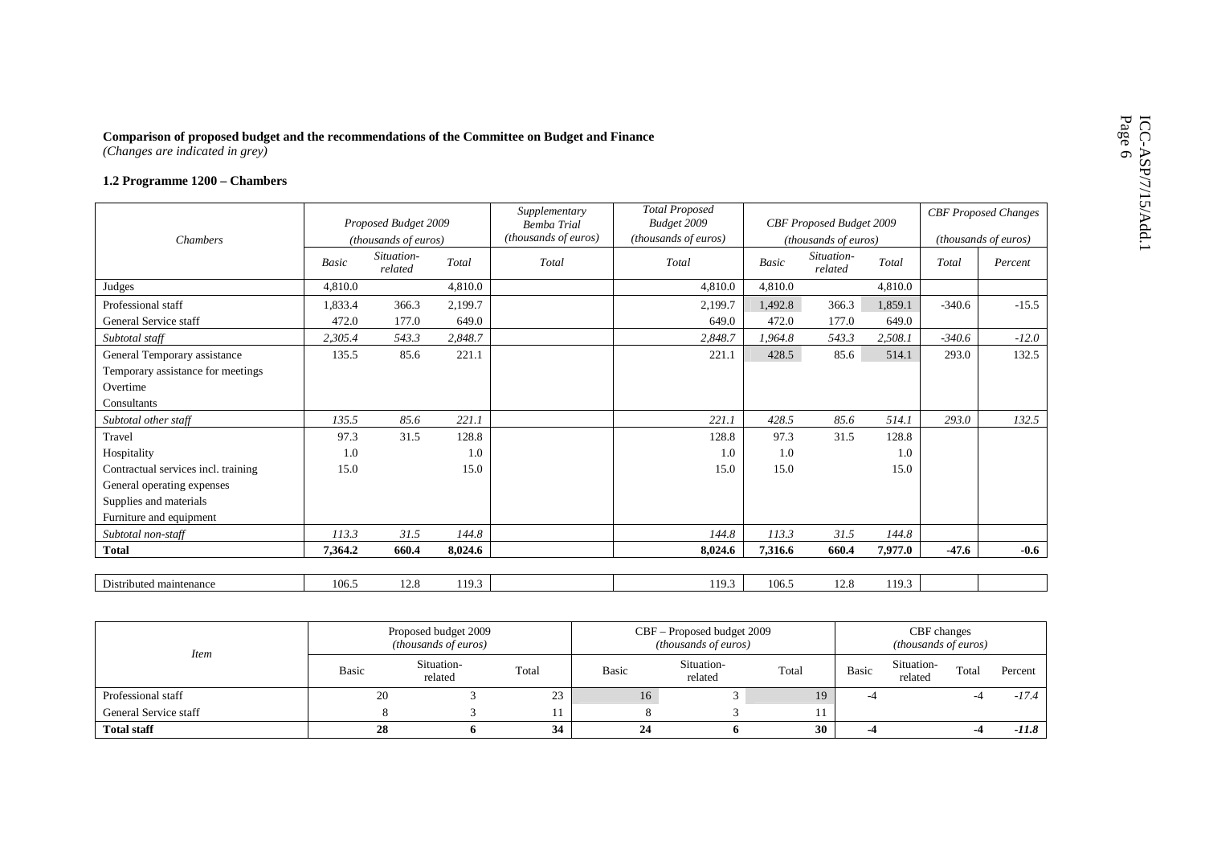**Comparison of proposed budget and the recommendations of the Committee on Budget and Finance**
*(Changes are indicated in grey)*

**1.2 Programme 1200 – Chambers**

| *Chambers* | *Proposed Budget 2009 (thousands of euros)* | | | *Supplementary Bemba Trial (thousands of euros)* | *Total Proposed Budget 2009 (thousands of euros)* | *CBF Proposed Budget 2009 (thousands of euros)* | | | *CBF Proposed Changes (thousands of euros)* | |
|---|---|---|---|---|---|---|---|---|---|---|
| | *Basic* | *Situation-related* | *Total* | *Total* | *Total* | *Basic* | *Situation-related* | *Total* | *Total* | *Percent* |
| Judges | 4,810.0 | | 4,810.0 | | 4,810.0 | 4,810.0 | | 4,810.0 | | |
| Professional staff | 1,833.4 | 366.3 | 2,199.7 | | 2,199.7 | 1,492.8 | 366.3 | 1,859.1 | -340.6 | -15.5 |
| General Service staff | 472.0 | 177.0 | 649.0 | | 649.0 | 472.0 | 177.0 | 649.0 | | |
| *Subtotal staff* | *2,305.4* | *543.3* | *2,848.7* | | *2,848.7* | *1,964.8* | *543.3* | *2,508.1* | *-340.6* | *-12.0* |
| General Temporary assistance | 135.5 | 85.6 | 221.1 | | 221.1 | 428.5 | 85.6 | 514.1 | 293.0 | 132.5 |
| Temporary assistance for meetings | | | | | | | | | | |
| Overtime | | | | | | | | | | |
| Consultants | | | | | | | | | | |
| *Subtotal other staff* | *135.5* | *85.6* | *221.1* | | *221.1* | *428.5* | *85.6* | *514.1* | *293.0* | *132.5* |
| Travel | 97.3 | 31.5 | 128.8 | | 128.8 | 97.3 | 31.5 | 128.8 | | |
| Hospitality | 1.0 | | 1.0 | | 1.0 | 1.0 | | 1.0 | | |
| Contractual services incl. training | 15.0 | | 15.0 | | 15.0 | 15.0 | | 15.0 | | |
| General operating expenses | | | | | | | | | | |
| Supplies and materials | | | | | | | | | | |
| Furniture and equipment | | | | | | | | | | |
| *Subtotal non-staff* | *113.3* | *31.5* | *144.8* | | *144.8* | *113.3* | *31.5* | *144.8* | | |
| **Total** | **7,364.2** | **660.4** | **8,024.6** | | **8,024.6** | **7,316.6** | **660.4** | **7,977.0** | **-47.6** | **-0.6** |
| | | | | | | | | | | |
| Distributed maintenance | 106.5 | 12.8 | 119.3 | | 119.3 | 106.5 | 12.8 | 119.3 | | |

| *Item* | Proposed budget 2009 *(thousands of euros)* | | | CBF – Proposed budget 2009 *(thousands of euros)* | | | CBF changes *(thousands of euros)* | | | |
|---|---|---|---|---|---|---|---|---|---|---|
| | Basic | Situation-related | Total | Basic | Situation-related | Total | Basic | Situation-related | Total | Percent |
| Professional staff | 20 | 3 | 23 | 16 | 3 | 19 | -4 | | -4 | *-17.4* |
| General Service staff | 8 | 3 | 11 | 8 | 3 | 11 | | | | |
| **Total staff** | **28** | **6** | **34** | **24** | **6** | **30** | **-4** | | **-4** | ***-11.8*** |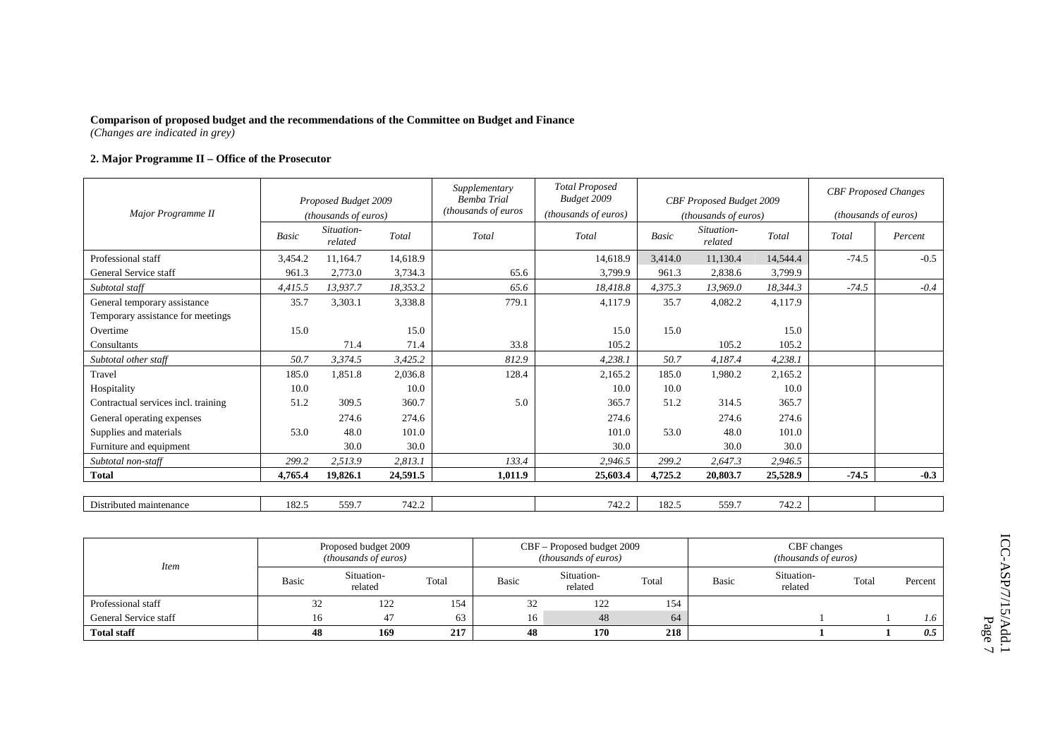**Comparison of proposed budget and the recommendations of the Committee on Budget and Finance**
*(Changes are indicated in grey)*

**2. Major Programme II – Office of the Prosecutor**

| *Major Programme II* | *Proposed Budget 2009 (thousands of euros)* | | | *Supplementary Bemba Trial (thousands of euros* | *Total Proposed Budget 2009 (thousands of euros)* | *CBF Proposed Budget 2009 (thousands of euros)* | | | *CBF Proposed Changes (thousands of euros)* | |
|---|---|---|---|---|---|---|---|---|---|---|
| | *Basic* | *Situation-related* | *Total* | *Total* | *Total* | *Basic* | *Situation-related* | *Total* | *Total* | *Percent* |
| Professional staff | 3,454.2 | 11,164.7 | 14,618.9 | | 14,618.9 | 3,414.0 | 11,130.4 | 14,544.4 | -74.5 | -0.5 |
| General Service staff | 961.3 | 2,773.0 | 3,734.3 | 65.6 | 3,799.9 | 961.3 | 2,838.6 | 3,799.9 | | |
| *Subtotal staff* | *4,415.5* | *13,937.7* | *18,353.2* | *65.6* | *18,418.8* | *4,375.3* | *13,969.0* | *18,344.3* | *-74.5* | *-0.4* |
| General temporary assistance | 35.7 | 3,303.1 | 3,338.8 | 779.1 | 4,117.9 | 35.7 | 4,082.2 | 4,117.9 | | |
| Temporary assistance for meetings | | | | | | | | | | |
| Overtime | 15.0 | | 15.0 | | 15.0 | 15.0 | | 15.0 | | |
| Consultants | | 71.4 | 71.4 | 33.8 | 105.2 | | 105.2 | 105.2 | | |
| *Subtotal other staff* | *50.7* | *3,374.5* | *3,425.2* | *812.9* | *4,238.1* | *50.7* | *4,187.4* | *4,238.1* | | |
| Travel | 185.0 | 1,851.8 | 2,036.8 | 128.4 | 2,165.2 | 185.0 | 1,980.2 | 2,165.2 | | |
| Hospitality | 10.0 | | 10.0 | | 10.0 | 10.0 | | 10.0 | | |
| Contractual services incl. training | 51.2 | 309.5 | 360.7 | 5.0 | 365.7 | 51.2 | 314.5 | 365.7 | | |
| General operating expenses | | 274.6 | 274.6 | | 274.6 | | 274.6 | 274.6 | | |
| Supplies and materials | 53.0 | 48.0 | 101.0 | | 101.0 | 53.0 | 48.0 | 101.0 | | |
| Furniture and equipment | | 30.0 | 30.0 | | 30.0 | | 30.0 | 30.0 | | |
| *Subtotal non-staff* | *299.2* | *2,513.9* | *2,813.1* | *133.4* | *2,946.5* | *299.2* | *2,647.3* | *2,946.5* | | |
| **Total** | **4,765.4** | **19,826.1** | **24,591.5** | **1,011.9** | **25,603.4** | **4,725.2** | **20,803.7** | **25,528.9** | **-74.5** | **-0.3** |
| Distributed maintenance | 182.5 | 559.7 | 742.2 | | 742.2 | 182.5 | 559.7 | 742.2 | | |

| *Item* | Proposed budget 2009 *(thousands of euros)* | | | CBF – Proposed budget 2009 *(thousands of euros)* | | | CBF changes *(thousands of euros)* | | | |
|---|---|---|---|---|---|---|---|---|---|---|
| | Basic | Situation-related | Total | Basic | Situation-related | Total | Basic | Situation-related | Total | Percent |
| Professional staff | 32 | 122 | 154 | 32 | 122 | 154 | | | | |
| General Service staff | 16 | 47 | 63 | 16 | 48 | 64 | | 1 | 1 | *1.6* |
| **Total staff** | **48** | **169** | **217** | **48** | **170** | **218** | | **1** | **1** | ***0.5*** |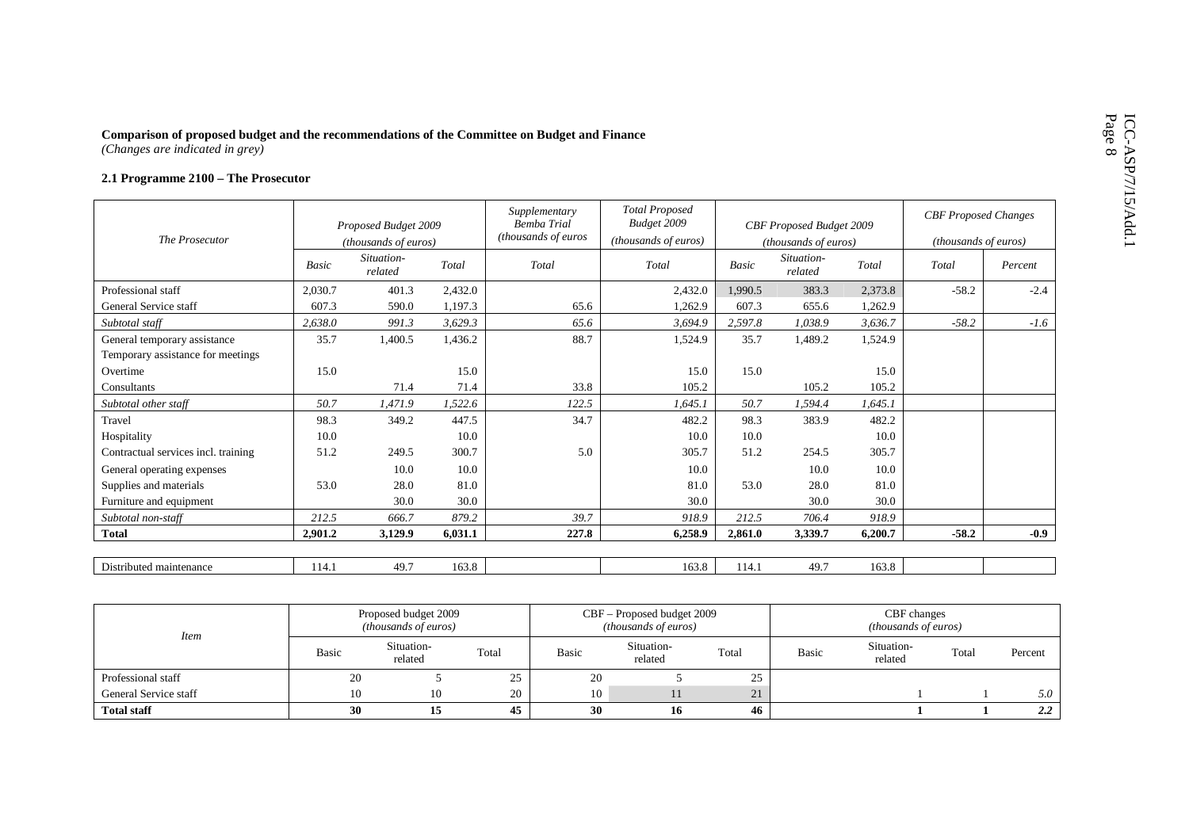**Comparison of proposed budget and the recommendations of the Committee on Budget and Finance**
*(Changes are indicated in grey)*

**2.1 Programme 2100 – The Prosecutor**

| *The Prosecutor* | *Proposed Budget 2009 (thousands of euros)* | | | *Supplementary Bemba Trial (thousands of euros* | *Total Proposed Budget 2009 (thousands of euros)* | *CBF Proposed Budget 2009 (thousands of euros)* | | | *CBF Proposed Changes (thousands of euros)* | |
|---|---|---|---|---|---|---|---|---|---|---|
| | *Basic* | *Situation-related* | *Total* | *Total* | *Total* | *Basic* | *Situation-related* | *Total* | *Total* | *Percent* |
| Professional staff | 2,030.7 | 401.3 | 2,432.0 | | 2,432.0 | 1,990.5 | 383.3 | 2,373.8 | -58.2 | -2.4 |
| General Service staff | 607.3 | 590.0 | 1,197.3 | 65.6 | 1,262.9 | 607.3 | 655.6 | 1,262.9 | | |
| *Subtotal staff* | *2,638.0* | *991.3* | *3,629.3* | *65.6* | *3,694.9* | *2,597.8* | *1,038.9* | *3,636.7* | *-58.2* | *-1.6* |
| General temporary assistance | 35.7 | 1,400.5 | 1,436.2 | 88.7 | 1,524.9 | 35.7 | 1,489.2 | 1,524.9 | | |
| Temporary assistance for meetings | | | | | | | | | | |
| Overtime | 15.0 | | 15.0 | | 15.0 | 15.0 | | 15.0 | | |
| Consultants | | 71.4 | 71.4 | 33.8 | 105.2 | | 105.2 | 105.2 | | |
| *Subtotal other staff* | *50.7* | *1,471.9* | *1,522.6* | *122.5* | *1,645.1* | *50.7* | *1,594.4* | *1,645.1* | | |
| Travel | 98.3 | 349.2 | 447.5 | 34.7 | 482.2 | 98.3 | 383.9 | 482.2 | | |
| Hospitality | 10.0 | | 10.0 | | 10.0 | 10.0 | | 10.0 | | |
| Contractual services incl. training | 51.2 | 249.5 | 300.7 | 5.0 | 305.7 | 51.2 | 254.5 | 305.7 | | |
| General operating expenses | | 10.0 | 10.0 | | 10.0 | | 10.0 | 10.0 | | |
| Supplies and materials | 53.0 | 28.0 | 81.0 | | 81.0 | 53.0 | 28.0 | 81.0 | | |
| Furniture and equipment | | 30.0 | 30.0 | | 30.0 | | 30.0 | 30.0 | | |
| *Subtotal non-staff* | *212.5* | *666.7* | *879.2* | *39.7* | *918.9* | *212.5* | *706.4* | *918.9* | | |
| **Total** | **2,901.2** | **3,129.9** | **6,031.1** | **227.8** | **6,258.9** | **2,861.0** | **3,339.7** | **6,200.7** | **-58.2** | **-0.9** |
| | | | | | | | | | | |
| Distributed maintenance | 114.1 | 49.7 | 163.8 | | 163.8 | 114.1 | 49.7 | 163.8 | | |

| *Item* | Proposed budget 2009 *(thousands of euros)* | | | CBF – Proposed budget 2009 *(thousands of euros)* | | | CBF changes *(thousands of euros)* | | | |
|---|---|---|---|---|---|---|---|---|---|---|
| | Basic | Situation-related | Total | Basic | Situation-related | Total | Basic | Situation-related | Total | Percent |
| Professional staff | 20 | 5 | 25 | 20 | 5 | 25 | | | | |
| General Service staff | 10 | 10 | 20 | 10 | 11 | 21 | | 1 | 1 | *5.0* |
| **Total staff** | **30** | **15** | **45** | **30** | **16** | **46** | | **1** | **1** | ***2.2*** |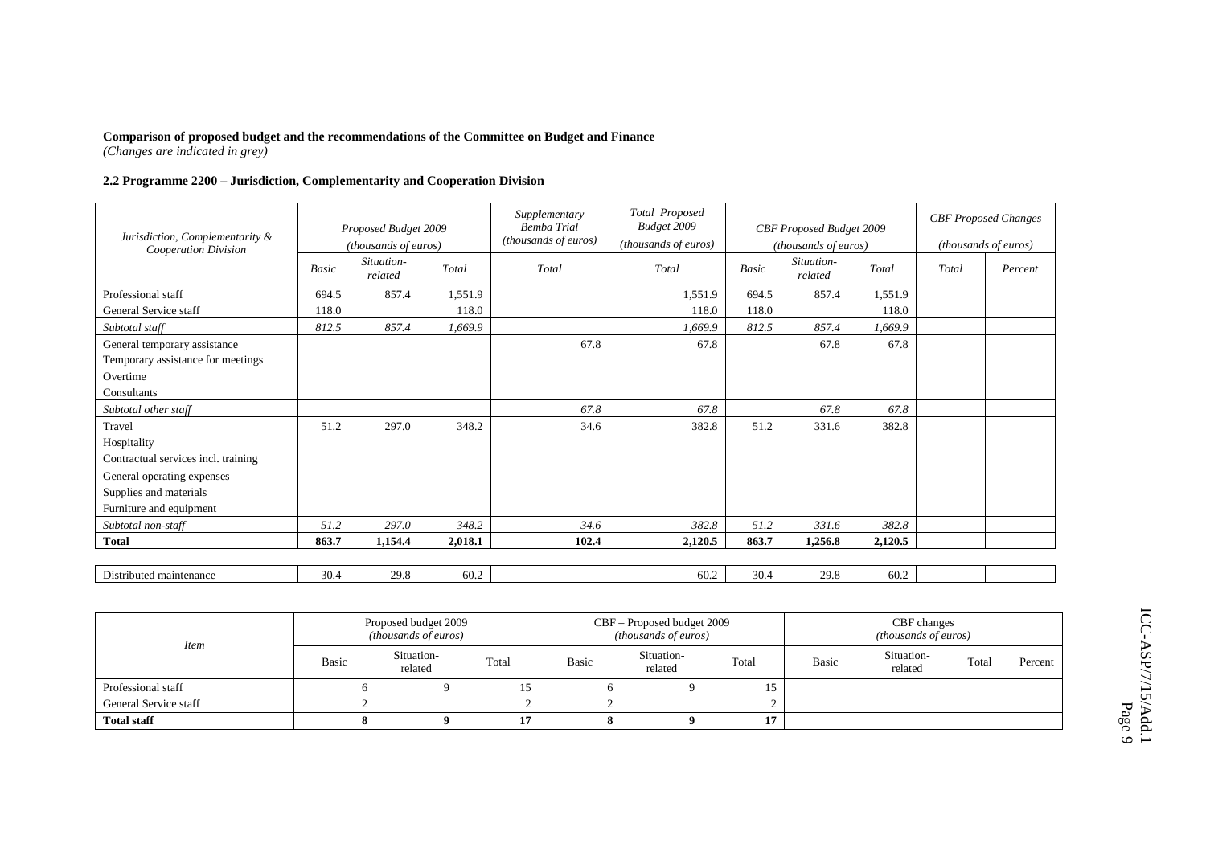**Comparison of proposed budget and the recommendations of the Committee on Budget and Finance**
*(Changes are indicated in grey)*

**2.2 Programme 2200 – Jurisdiction, Complementarity and Cooperation Division**

| *Jurisdiction, Complementarity & Cooperation Division* | *Proposed Budget 2009 (thousands of euros)* | | | *Supplementary Bemba Trial (thousands of euros)* | *Total Proposed Budget 2009 (thousands of euros)* | *CBF Proposed Budget 2009 (thousands of euros)* | | | *CBF Proposed Changes (thousands of euros)* | |
|---|---|---|---|---|---|---|---|---|---|---|
| | *Basic* | *Situation-related* | *Total* | *Total* | *Total* | *Basic* | *Situation-related* | *Total* | *Total* | *Percent* |
| Professional staff | 694.5 | 857.4 | 1,551.9 | | 1,551.9 | 694.5 | 857.4 | 1,551.9 | | |
| General Service staff | 118.0 | | 118.0 | | 118.0 | 118.0 | | 118.0 | | |
| *Subtotal staff* | *812.5* | *857.4* | *1,669.9* | | *1,669.9* | *812.5* | *857.4* | *1,669.9* | | |
| General temporary assistance | | | | 67.8 | 67.8 | | 67.8 | 67.8 | | |
| Temporary assistance for meetings | | | | | | | | | | |
| Overtime | | | | | | | | | | |
| Consultants | | | | | | | | | | |
| *Subtotal other staff* | | | | *67.8* | *67.8* | | *67.8* | *67.8* | | |
| Travel | 51.2 | 297.0 | 348.2 | 34.6 | 382.8 | 51.2 | 331.6 | 382.8 | | |
| Hospitality | | | | | | | | | | |
| Contractual services incl. training | | | | | | | | | | |
| General operating expenses | | | | | | | | | | |
| Supplies and materials | | | | | | | | | | |
| Furniture and equipment | | | | | | | | | | |
| *Subtotal non-staff* | *51.2* | *297.0* | *348.2* | *34.6* | *382.8* | *51.2* | *331.6* | *382.8* | | |
| **Total** | **863.7** | **1,154.4** | **2,018.1** | **102.4** | **2,120.5** | **863.7** | **1,256.8** | **2,120.5** | | |
| | | | | | | | | | | |
| Distributed maintenance | 30.4 | 29.8 | 60.2 | | 60.2 | 30.4 | 29.8 | 60.2 | | |

| *Item* | Proposed budget 2009 *(thousands of euros)* | | | CBF – Proposed budget 2009 *(thousands of euros)* | | | CBF changes *(thousands of euros)* | | | |
|---|---|---|---|---|---|---|---|---|---|---|
| | Basic | Situation-related | Total | Basic | Situation-related | Total | Basic | Situation-related | Total | Percent |
| Professional staff | 6 | 9 | 15 | 6 | 9 | 15 | | | | |
| General Service staff | 2 | | 2 | 2 | | 2 | | | | |
| **Total staff** | **8** | **9** | **17** | **8** | **9** | **17** | | | | |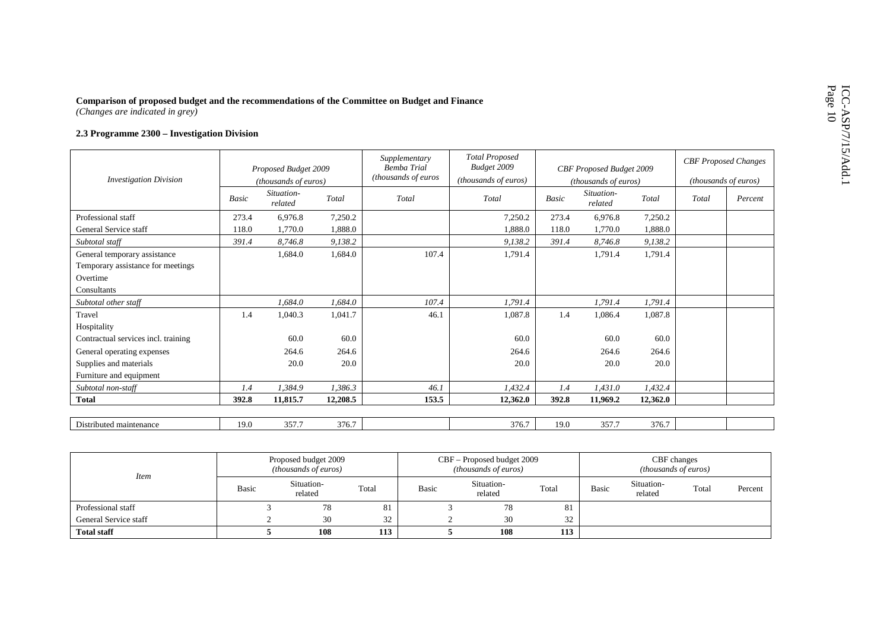**Comparison of proposed budget and the recommendations of the Committee on Budget and Finance**
*(Changes are indicated in grey)*

**2.3 Programme 2300 – Investigation Division**

| *Investigation Division* | *Proposed Budget 2009 (thousands of euros)* | | | *Supplementary Bemba Trial (thousands of euros* | *Total Proposed Budget 2009 (thousands of euros)* | *CBF Proposed Budget 2009 (thousands of euros)* | | | *CBF Proposed Changes (thousands of euros)* | |
|---|---|---|---|---|---|---|---|---|---|---|
| | *Basic* | *Situation-related* | *Total* | *Total* | *Total* | *Basic* | *Situation-related* | *Total* | *Total* | *Percent* |
| Professional staff | 273.4 | 6,976.8 | 7,250.2 | | 7,250.2 | 273.4 | 6,976.8 | 7,250.2 | | |
| General Service staff | 118.0 | 1,770.0 | 1,888.0 | | 1,888.0 | 118.0 | 1,770.0 | 1,888.0 | | |
| *Subtotal staff* | *391.4* | *8,746.8* | *9,138.2* | | *9,138.2* | *391.4* | *8,746.8* | *9,138.2* | | |
| General temporary assistance | | 1,684.0 | 1,684.0 | 107.4 | 1,791.4 | | 1,791.4 | 1,791.4 | | |
| Temporary assistance for meetings | | | | | | | | | | |
| Overtime | | | | | | | | | | |
| Consultants | | | | | | | | | | |
| *Subtotal other staff* | | *1,684.0* | *1,684.0* | *107.4* | *1,791.4* | | *1,791.4* | *1,791.4* | | |
| Travel | 1.4 | 1,040.3 | 1,041.7 | 46.1 | 1,087.8 | 1.4 | 1,086.4 | 1,087.8 | | |
| Hospitality | | | | | | | | | | |
| Contractual services incl. training | | 60.0 | 60.0 | | 60.0 | | 60.0 | 60.0 | | |
| General operating expenses | | 264.6 | 264.6 | | 264.6 | | 264.6 | 264.6 | | |
| Supplies and materials | | 20.0 | 20.0 | | 20.0 | | 20.0 | 20.0 | | |
| Furniture and equipment | | | | | | | | | | |
| *Subtotal non-staff* | *1.4* | *1,384.9* | *1,386.3* | *46.1* | *1,432.4* | *1.4* | *1,431.0* | *1,432.4* | | |
| **Total** | **392.8** | **11,815.7** | **12,208.5** | **153.5** | **12,362.0** | **392.8** | **11,969.2** | **12,362.0** | | |
| | | | | | | | | | | |
| Distributed maintenance | 19.0 | 357.7 | 376.7 | | 376.7 | 19.0 | 357.7 | 376.7 | | |

| *Item* | Proposed budget 2009 *(thousands of euros)* | | | CBF – Proposed budget 2009 *(thousands of euros)* | | | CBF changes *(thousands of euros)* | | | |
|---|---|---|---|---|---|---|---|---|---|---|
| | Basic | Situation-related | Total | Basic | Situation-related | Total | Basic | Situation-related | Total | Percent |
| Professional staff | 3 | 78 | 81 | 3 | 78 | 81 | | | | |
| General Service staff | 2 | 30 | 32 | 2 | 30 | 32 | | | | |
| **Total staff** | **5** | **108** | **113** | **5** | **108** | **113** | | | | |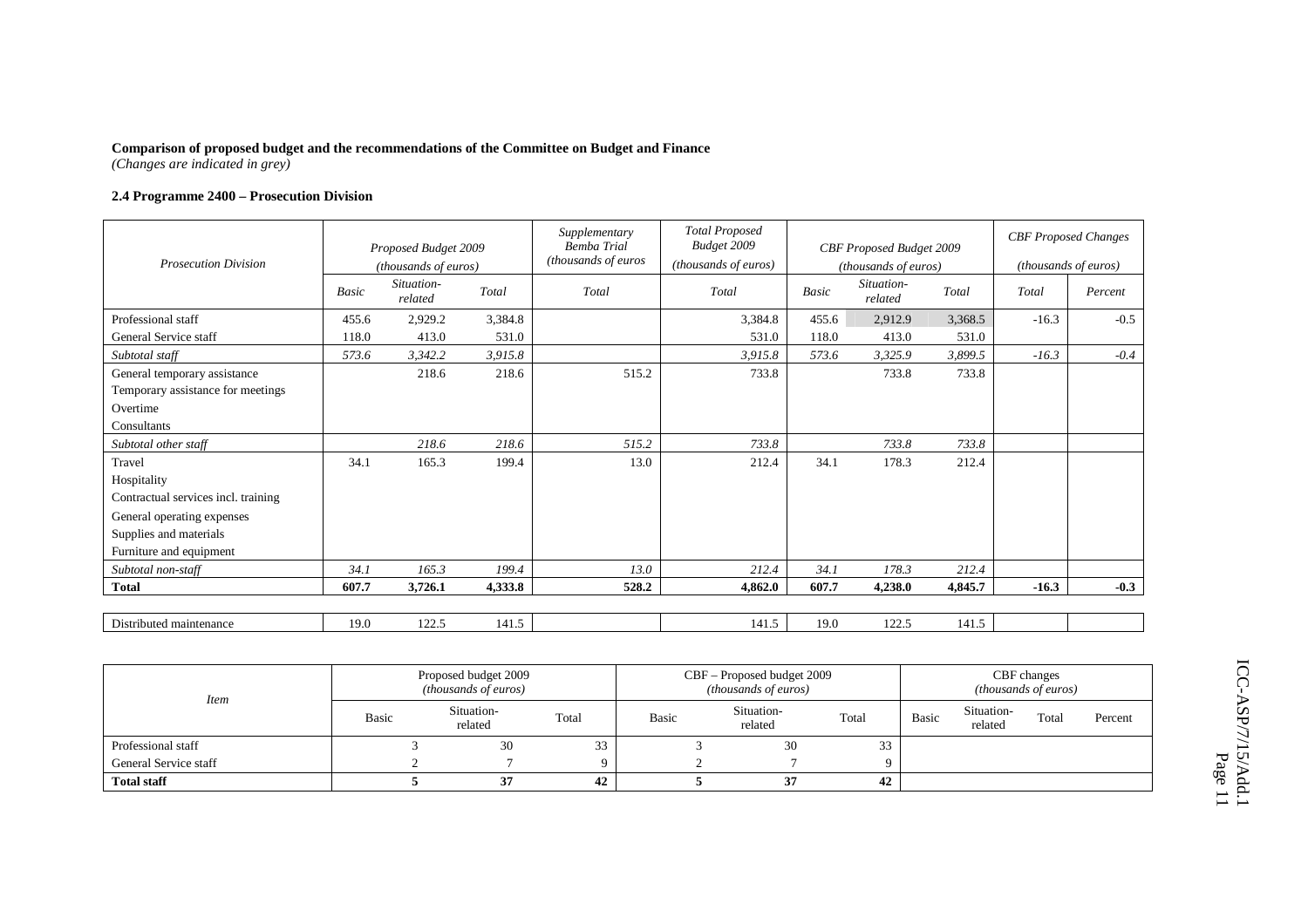**Comparison of proposed budget and the recommendations of the Committee on Budget and Finance**
*(Changes are indicated in grey)*

**2.4 Programme 2400 – Prosecution Division**

| *Prosecution Division* | *Proposed Budget 2009 (thousands of euros)* | | | *Supplementary Bemba Trial (thousands of euros* | *Total Proposed Budget 2009 (thousands of euros)* | *CBF Proposed Budget 2009 (thousands of euros)* | | | *CBF Proposed Changes (thousands of euros)* | |
|---|---|---|---|---|---|---|---|---|---|---|
| | *Basic* | *Situation-related* | *Total* | *Total* | *Total* | *Basic* | *Situation-related* | *Total* | *Total* | *Percent* |
| Professional staff | 455.6 | 2,929.2 | 3,384.8 | | 3,384.8 | 455.6 | 2,912.9 | 3,368.5 | -16.3 | -0.5 |
| General Service staff | 118.0 | 413.0 | 531.0 | | 531.0 | 118.0 | 413.0 | 531.0 | | |
| *Subtotal staff* | *573.6* | *3,342.2* | *3,915.8* | | *3,915.8* | *573.6* | *3,325.9* | *3,899.5* | *-16.3* | *-0.4* |
| General temporary assistance | | 218.6 | 218.6 | 515.2 | 733.8 | | 733.8 | 733.8 | | |
| Temporary assistance for meetings | | | | | | | | | | |
| Overtime | | | | | | | | | | |
| Consultants | | | | | | | | | | |
| *Subtotal other staff* | | *218.6* | *218.6* | *515.2* | *733.8* | | *733.8* | *733.8* | | |
| Travel | 34.1 | 165.3 | 199.4 | 13.0 | 212.4 | 34.1 | 178.3 | 212.4 | | |
| Hospitality | | | | | | | | | | |
| Contractual services incl. training | | | | | | | | | | |
| General operating expenses | | | | | | | | | | |
| Supplies and materials | | | | | | | | | | |
| Furniture and equipment | | | | | | | | | | |
| *Subtotal non-staff* | *34.1* | *165.3* | *199.4* | *13.0* | *212.4* | *34.1* | *178.3* | *212.4* | | |
| **Total** | **607.7** | **3,726.1** | **4,333.8** | **528.2** | **4,862.0** | **607.7** | **4,238.0** | **4,845.7** | **-16.3** | **-0.3** |
| Distributed maintenance | 19.0 | 122.5 | 141.5 | | 141.5 | 19.0 | 122.5 | 141.5 | | |

| *Item* | Proposed budget 2009 *(thousands of euros)* | | | CBF – Proposed budget 2009 *(thousands of euros)* | | | CBF changes *(thousands of euros)* | | | |
|---|---|---|---|---|---|---|---|---|---|---|
| | Basic | Situation-related | Total | Basic | Situation-related | Total | Basic | Situation-related | Total | Percent |
| Professional staff | 3 | 30 | 33 | 3 | 30 | 33 | | | | |
| General Service staff | 2 | 7 | 9 | 2 | 7 | 9 | | | | |
| **Total staff** | **5** | **37** | **42** | **5** | **37** | **42** | | | | |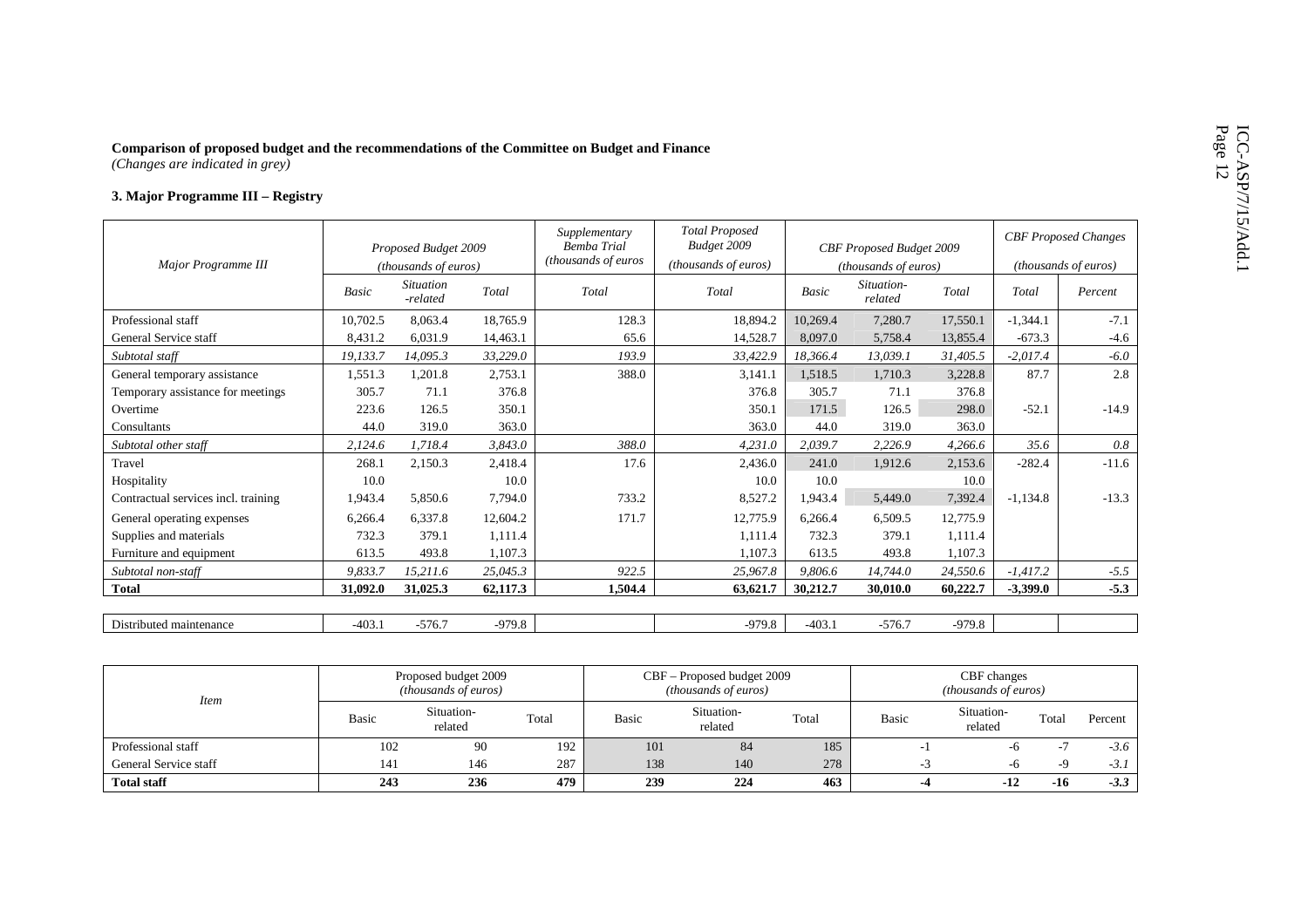**Comparison of proposed budget and the recommendations of the Committee on Budget and Finance**
*(Changes are indicated in grey)*

### 3. Major Programme III – Registry

| *Major Programme III* | *Proposed Budget 2009 (thousands of euros)* | | | *Supplementary Bemba Trial (thousands of euros* | *Total Proposed Budget 2009 (thousands of euros)* | *CBF Proposed Budget 2009 (thousands of euros)* | | | *CBF Proposed Changes (thousands of euros)* | |
|---|---|---|---|---|---|---|---|---|---|---|
| | *Basic* | *Situation -related* | *Total* | *Total* | *Total* | *Basic* | *Situation-related* | *Total* | *Total* | *Percent* |
| Professional staff | 10,702.5 | 8,063.4 | 18,765.9 | 128.3 | 18,894.2 | 10,269.4 | 7,280.7 | 17,550.1 | -1,344.1 | -7.1 |
| General Service staff | 8,431.2 | 6,031.9 | 14,463.1 | 65.6 | 14,528.7 | 8,097.0 | 5,758.4 | 13,855.4 | -673.3 | -4.6 |
| *Subtotal staff* | *19,133.7* | *14,095.3* | *33,229.0* | *193.9* | *33,422.9* | *18,366.4* | *13,039.1* | *31,405.5* | *-2,017.4* | *-6.0* |
| General temporary assistance | 1,551.3 | 1,201.8 | 2,753.1 | 388.0 | 3,141.1 | 1,518.5 | 1,710.3 | 3,228.8 | 87.7 | 2.8 |
| Temporary assistance for meetings | 305.7 | 71.1 | 376.8 | | 376.8 | 305.7 | 71.1 | 376.8 | | |
| Overtime | 223.6 | 126.5 | 350.1 | | 350.1 | 171.5 | 126.5 | 298.0 | -52.1 | -14.9 |
| Consultants | 44.0 | 319.0 | 363.0 | | 363.0 | 44.0 | 319.0 | 363.0 | | |
| *Subtotal other staff* | *2,124.6* | *1,718.4* | *3,843.0* | *388.0* | *4,231.0* | *2,039.7* | *2,226.9* | *4,266.6* | *35.6* | *0.8* |
| Travel | 268.1 | 2,150.3 | 2,418.4 | 17.6 | 2,436.0 | 241.0 | 1,912.6 | 2,153.6 | -282.4 | -11.6 |
| Hospitality | 10.0 | | 10.0 | | 10.0 | 10.0 | | 10.0 | | |
| Contractual services incl. training | 1,943.4 | 5,850.6 | 7,794.0 | 733.2 | 8,527.2 | 1,943.4 | 5,449.0 | 7,392.4 | -1,134.8 | -13.3 |
| General operating expenses | 6,266.4 | 6,337.8 | 12,604.2 | 171.7 | 12,775.9 | 6,266.4 | 6,509.5 | 12,775.9 | | |
| Supplies and materials | 732.3 | 379.1 | 1,111.4 | | 1,111.4 | 732.3 | 379.1 | 1,111.4 | | |
| Furniture and equipment | 613.5 | 493.8 | 1,107.3 | | 1,107.3 | 613.5 | 493.8 | 1,107.3 | | |
| *Subtotal non-staff* | *9,833.7* | *15,211.6* | *25,045.3* | *922.5* | *25,967.8* | *9,806.6* | *14,744.0* | *24,550.6* | *-1,417.2* | *-5.5* |
| **Total** | **31,092.0** | **31,025.3** | **62,117.3** | **1,504.4** | **63,621.7** | **30,212.7** | **30,010.0** | **60,222.7** | **-3,399.0** | **-5.3** |
| Distributed maintenance | -403.1 | -576.7 | -979.8 | | -979.8 | -403.1 | -576.7 | -979.8 | | |

| *Item* | Proposed budget 2009 *(thousands of euros)* | | | CBF – Proposed budget 2009 *(thousands of euros)* | | | CBF changes *(thousands of euros)* | | | |
|---|---|---|---|---|---|---|---|---|---|---|
| | Basic | Situation-related | Total | Basic | Situation-related | Total | Basic | Situation-related | Total | Percent |
| Professional staff | 102 | 90 | 192 | 101 | 84 | 185 | -1 | -6 | -7 | *-3.6* |
| General Service staff | 141 | 146 | 287 | 138 | 140 | 278 | -3 | -6 | -9 | *-3.1* |
| **Total staff** | **243** | **236** | **479** | **239** | **224** | **463** | **-4** | **-12** | **-16** | ***-3.3*** |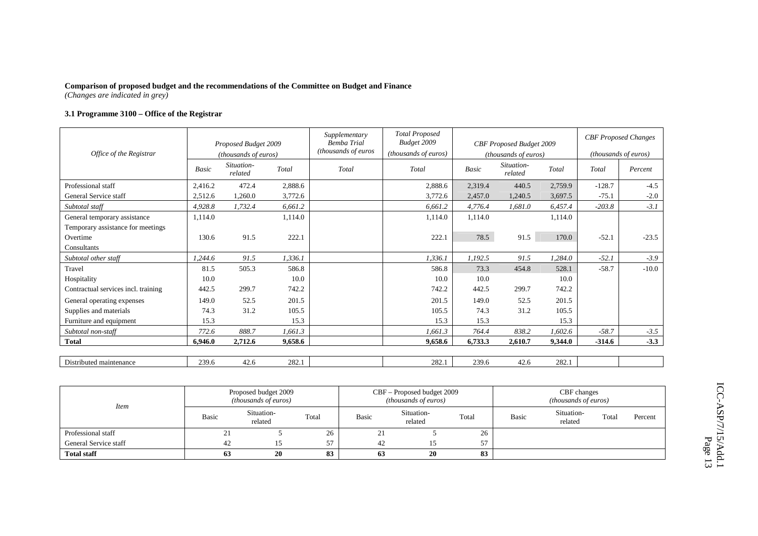**Comparison of proposed budget and the recommendations of the Committee on Budget and Finance**
*(Changes are indicated in grey)*

### 3.1 Programme 3100 – Office of the Registrar

| *Office of the Registrar* | *Proposed Budget 2009 (thousands of euros)* | | | *Supplementary Bemba Trial (thousands of euros* | *Total Proposed Budget 2009 (thousands of euros)* | *CBF Proposed Budget 2009 (thousands of euros)* | | | *CBF Proposed Changes (thousands of euros)* | |
|---|---|---|---|---|---|---|---|---|---|---|
| | *Basic* | *Situation-related* | *Total* | *Total* | *Total* | *Basic* | *Situation-related* | *Total* | *Total* | *Percent* |
| Professional staff | 2,416.2 | 472.4 | 2,888.6 | | 2,888.6 | 2,319.4 | 440.5 | 2,759.9 | -128.7 | -4.5 |
| General Service staff | 2,512.6 | 1,260.0 | 3,772.6 | | 3,772.6 | 2,457.0 | 1,240.5 | 3,697.5 | -75.1 | -2.0 |
| *Subtotal staff* | *4,928.8* | *1,732.4* | *6,661.2* | | *6,661.2* | *4,776.4* | *1,681.0* | *6,457.4* | *-203.8* | *-3.1* |
| General temporary assistance | 1,114.0 | | 1,114.0 | | 1,114.0 | 1,114.0 | | 1,114.0 | | |
| Temporary assistance for meetings | | | | | | | | | | |
| Overtime | 130.6 | 91.5 | 222.1 | | 222.1 | 78.5 | 91.5 | 170.0 | -52.1 | -23.5 |
| Consultants | | | | | | | | | | |
| *Subtotal other staff* | *1,244.6* | *91.5* | *1,336.1* | | *1,336.1* | *1,192.5* | *91.5* | *1,284.0* | *-52.1* | *-3.9* |
| Travel | 81.5 | 505.3 | 586.8 | | 586.8 | 73.3 | 454.8 | 528.1 | -58.7 | -10.0 |
| Hospitality | 10.0 | | 10.0 | | 10.0 | 10.0 | | 10.0 | | |
| Contractual services incl. training | 442.5 | 299.7 | 742.2 | | 742.2 | 442.5 | 299.7 | 742.2 | | |
| General operating expenses | 149.0 | 52.5 | 201.5 | | 201.5 | 149.0 | 52.5 | 201.5 | | |
| Supplies and materials | 74.3 | 31.2 | 105.5 | | 105.5 | 74.3 | 31.2 | 105.5 | | |
| Furniture and equipment | 15.3 | | 15.3 | | 15.3 | 15.3 | | 15.3 | | |
| *Subtotal non-staff* | *772.6* | *888.7* | *1,661.3* | | *1,661.3* | *764.4* | *838.2* | *1,602.6* | *-58.7* | *-3.5* |
| **Total** | **6,946.0** | **2,712.6** | **9,658.6** | | **9,658.6** | **6,733.3** | **2,610.7** | **9,344.0** | **-314.6** | **-3.3** |
| | | | | | | | | | | |
| Distributed maintenance | 239.6 | 42.6 | 282.1 | | 282.1 | 239.6 | 42.6 | 282.1 | | |

| *Item* | Proposed budget 2009 *(thousands of euros)* | | | CBF – Proposed budget 2009 *(thousands of euros)* | | | CBF changes *(thousands of euros)* | | | |
|---|---|---|---|---|---|---|---|---|---|---|
| | Basic | Situation-related | Total | Basic | Situation-related | Total | Basic | Situation-related | Total | Percent |
| Professional staff | 21 | 5 | 26 | 21 | 5 | 26 | | | | |
| General Service staff | 42 | 15 | 57 | 42 | 15 | 57 | | | | |
| **Total staff** | **63** | **20** | **83** | **63** | **20** | **83** | | | | |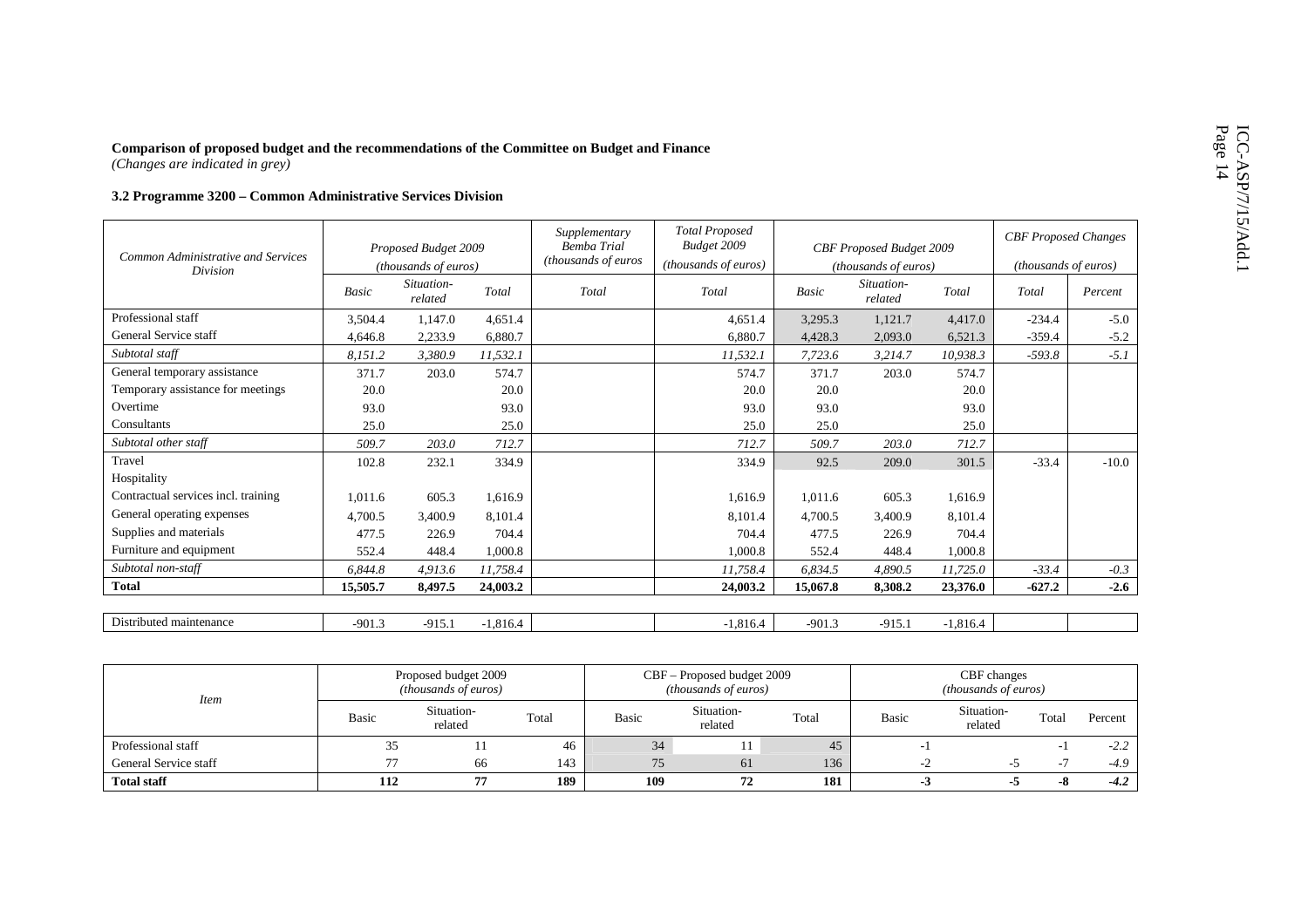**Comparison of proposed budget and the recommendations of the Committee on Budget and Finance**
*(Changes are indicated in grey)*

**3.2 Programme 3200 – Common Administrative Services Division**

| *Common Administrative and Services Division* | *Proposed Budget 2009 (thousands of euros)* | | | *Supplementary Bemba Trial (thousands of euros* | *Total Proposed Budget 2009 (thousands of euros)* | *CBF Proposed Budget 2009 (thousands of euros)* | | | *CBF Proposed Changes (thousands of euros)* | |
|---|---|---|---|---|---|---|---|---|---|---|
| | *Basic* | *Situation-related* | *Total* | *Total* | *Total* | *Basic* | *Situation-related* | *Total* | *Total* | *Percent* |
| Professional staff | 3,504.4 | 1,147.0 | 4,651.4 | | 4,651.4 | 3,295.3 | 1,121.7 | 4,417.0 | -234.4 | -5.0 |
| General Service staff | 4,646.8 | 2,233.9 | 6,880.7 | | 6,880.7 | 4,428.3 | 2,093.0 | 6,521.3 | -359.4 | -5.2 |
| *Subtotal staff* | *8,151.2* | *3,380.9* | *11,532.1* | | *11,532.1* | *7,723.6* | *3,214.7* | *10,938.3* | *-593.8* | *-5.1* |
| General temporary assistance | 371.7 | 203.0 | 574.7 | | 574.7 | 371.7 | 203.0 | 574.7 | | |
| Temporary assistance for meetings | 20.0 | | 20.0 | | 20.0 | 20.0 | | 20.0 | | |
| Overtime | 93.0 | | 93.0 | | 93.0 | 93.0 | | 93.0 | | |
| Consultants | 25.0 | | 25.0 | | 25.0 | 25.0 | | 25.0 | | |
| *Subtotal other staff* | *509.7* | *203.0* | *712.7* | | *712.7* | *509.7* | *203.0* | *712.7* | | |
| Travel | 102.8 | 232.1 | 334.9 | | 334.9 | 92.5 | 209.0 | 301.5 | -33.4 | -10.0 |
| Hospitality | | | | | | | | | | |
| Contractual services incl. training | 1,011.6 | 605.3 | 1,616.9 | | 1,616.9 | 1,011.6 | 605.3 | 1,616.9 | | |
| General operating expenses | 4,700.5 | 3,400.9 | 8,101.4 | | 8,101.4 | 4,700.5 | 3,400.9 | 8,101.4 | | |
| Supplies and materials | 477.5 | 226.9 | 704.4 | | 704.4 | 477.5 | 226.9 | 704.4 | | |
| Furniture and equipment | 552.4 | 448.4 | 1,000.8 | | 1,000.8 | 552.4 | 448.4 | 1,000.8 | | |
| *Subtotal non-staff* | *6,844.8* | *4,913.6* | *11,758.4* | | *11,758.4* | *6,834.5* | *4,890.5* | *11,725.0* | *-33.4* | *-0.3* |
| **Total** | **15,505.7** | **8,497.5** | **24,003.2** | | **24,003.2** | **15,067.8** | **8,308.2** | **23,376.0** | **-627.2** | **-2.6** |
| | | | | | | | | | | |
| Distributed maintenance | -901.3 | -915.1 | -1,816.4 | | -1,816.4 | -901.3 | -915.1 | -1,816.4 | | |

| *Item* | Proposed budget 2009 *(thousands of euros)* | | | CBF – Proposed budget 2009 *(thousands of euros)* | | | CBF changes *(thousands of euros)* | | | |
|---|---|---|---|---|---|---|---|---|---|---|
| | Basic | Situation-related | Total | Basic | Situation-related | Total | Basic | Situation-related | Total | Percent |
| Professional staff | 35 | 11 | 46 | 34 | 11 | 45 | -1 | | -1 | *-2.2* |
| General Service staff | 77 | 66 | 143 | 75 | 61 | 136 | -2 | -5 | -7 | *-4.9* |
| **Total staff** | **112** | **77** | **189** | **109** | **72** | **181** | **-3** | **-5** | **-8** | ***-4.2*** |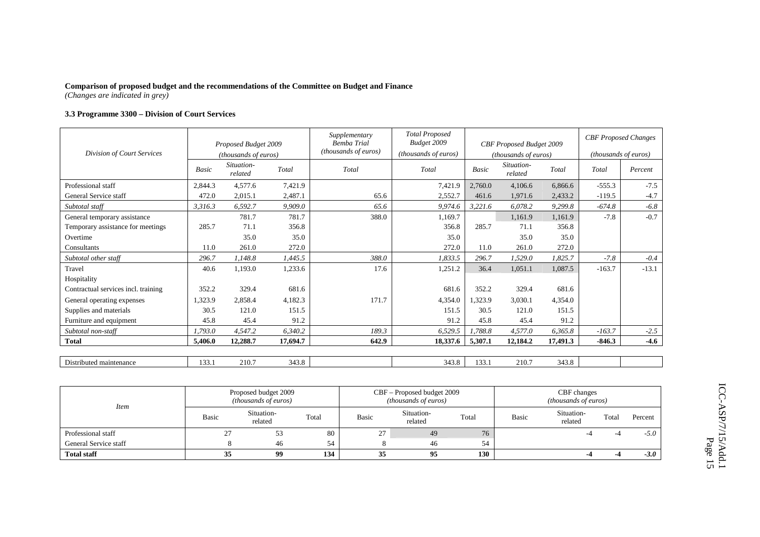**Comparison of proposed budget and the recommendations of the Committee on Budget and Finance**
*(Changes are indicated in grey)*

**3.3 Programme 3300 – Division of Court Services**

| *Division of Court Services* | *Proposed Budget 2009 (thousands of euros)* | | | *Supplementary Bemba Trial (thousands of euros)* | *Total Proposed Budget 2009 (thousands of euros)* | *CBF Proposed Budget 2009 (thousands of euros)* | | | *CBF Proposed Changes (thousands of euros)* | |
|---|---|---|---|---|---|---|---|---|---|---|
| | *Basic* | *Situation-related* | *Total* | *Total* | *Total* | *Basic* | *Situation-related* | *Total* | *Total* | *Percent* |
| Professional staff | 2,844.3 | 4,577.6 | 7,421.9 | | 7,421.9 | 2,760.0 | 4,106.6 | 6,866.6 | -555.3 | -7.5 |
| General Service staff | 472.0 | 2,015.1 | 2,487.1 | 65.6 | 2,552.7 | 461.6 | 1,971.6 | 2,433.2 | -119.5 | -4.7 |
| *Subtotal staff* | *3,316.3* | *6,592.7* | *9,909.0* | *65.6* | *9,974.6* | *3,221.6* | *6,078.2* | *9,299.8* | *-674.8* | *-6.8* |
| General temporary assistance | | 781.7 | 781.7 | 388.0 | 1,169.7 | | 1,161.9 | 1,161.9 | -7.8 | -0.7 |
| Temporary assistance for meetings | 285.7 | 71.1 | 356.8 | | 356.8 | 285.7 | 71.1 | 356.8 | | |
| Overtime | | 35.0 | 35.0 | | 35.0 | | 35.0 | 35.0 | | |
| Consultants | 11.0 | 261.0 | 272.0 | | 272.0 | 11.0 | 261.0 | 272.0 | | |
| *Subtotal other staff* | *296.7* | *1,148.8* | *1,445.5* | *388.0* | *1,833.5* | *296.7* | *1,529.0* | *1,825.7* | *-7.8* | *-0.4* |
| Travel | 40.6 | 1,193.0 | 1,233.6 | 17.6 | 1,251.2 | 36.4 | 1,051.1 | 1,087.5 | -163.7 | -13.1 |
| Hospitality | | | | | | | | | | |
| Contractual services incl. training | 352.2 | 329.4 | 681.6 | | 681.6 | 352.2 | 329.4 | 681.6 | | |
| General operating expenses | 1,323.9 | 2,858.4 | 4,182.3 | 171.7 | 4,354.0 | 1,323.9 | 3,030.1 | 4,354.0 | | |
| Supplies and materials | 30.5 | 121.0 | 151.5 | | 151.5 | 30.5 | 121.0 | 151.5 | | |
| Furniture and equipment | 45.8 | 45.4 | 91.2 | | 91.2 | 45.8 | 45.4 | 91.2 | | |
| *Subtotal non-staff* | *1,793.0* | *4,547.2* | *6,340.2* | *189.3* | *6,529.5* | *1,788.8* | *4,577.0* | *6,365.8* | *-163.7* | *-2.5* |
| **Total** | **5,406.0** | **12,288.7** | **17,694.7** | **642.9** | **18,337.6** | **5,307.1** | **12,184.2** | **17,491.3** | **-846.3** | **-4.6** |
| | | | | | | | | | | |
| Distributed maintenance | 133.1 | 210.7 | 343.8 | | 343.8 | 133.1 | 210.7 | 343.8 | | |

| *Item* | Proposed budget 2009 *(thousands of euros)* | | | CBF – Proposed budget 2009 *(thousands of euros)* | | | CBF changes *(thousands of euros)* | | | |
|---|---|---|---|---|---|---|---|---|---|---|
| | Basic | Situation-related | Total | Basic | Situation-related | Total | Basic | Situation-related | Total | Percent |
| Professional staff | 27 | 53 | 80 | 27 | 49 | 76 | | -4 | -4 | *-5.0* |
| General Service staff | 8 | 46 | 54 | 8 | 46 | 54 | | | | |
| **Total staff** | **35** | **99** | **134** | **35** | **95** | **130** | | **-4** | **-4** | ***-3.0*** |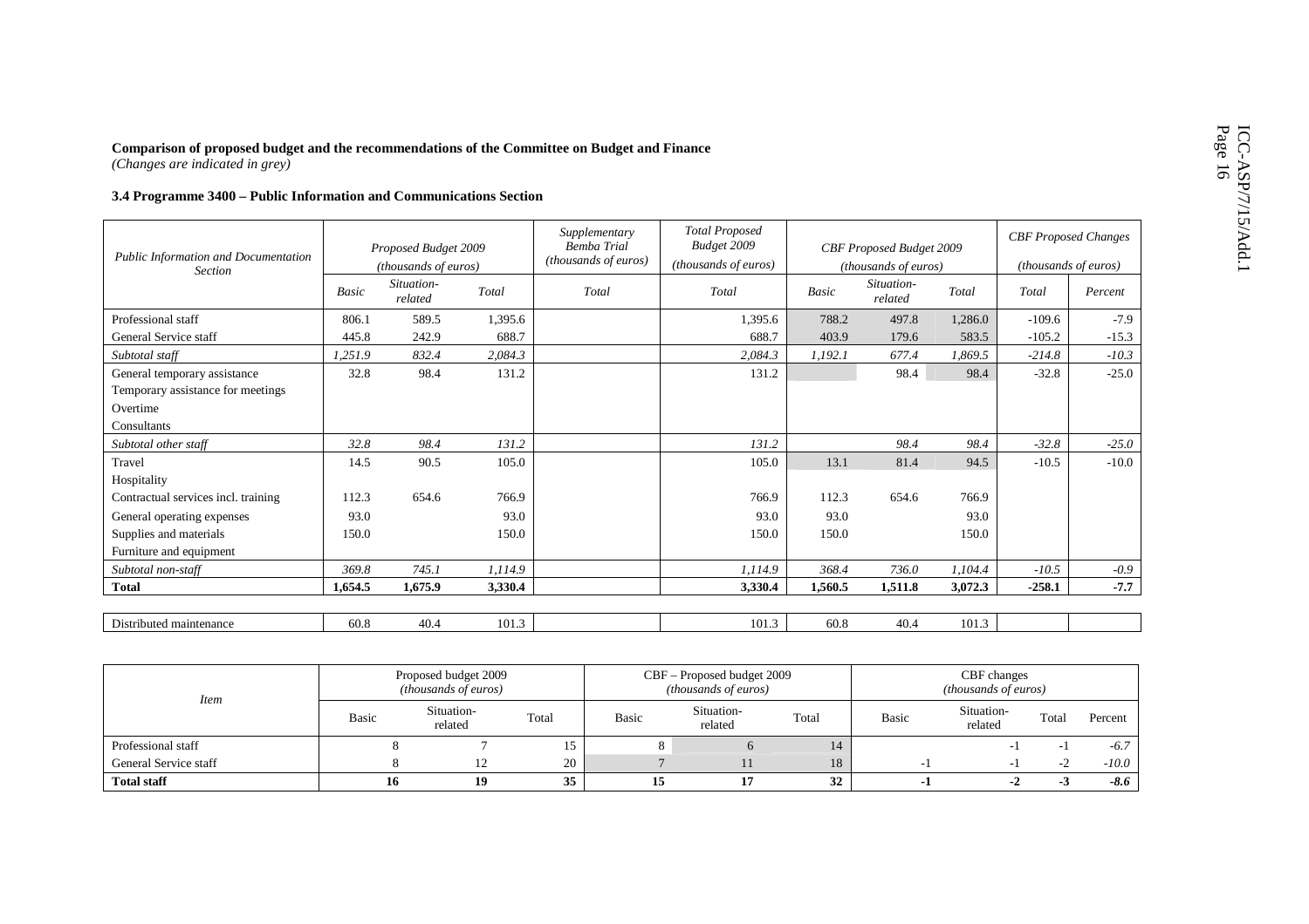**Comparison of proposed budget and the recommendations of the Committee on Budget and Finance**
*(Changes are indicated in grey)*

**3.4 Programme 3400 – Public Information and Communications Section**

| *Public Information and Documentation Section* | *Proposed Budget 2009 (thousands of euros)* | | | *Supplementary Bemba Trial (thousands of euros)* | *Total Proposed Budget 2009 (thousands of euros)* | *CBF Proposed Budget 2009 (thousands of euros)* | | | *CBF Proposed Changes (thousands of euros)* | |
|---|---|---|---|---|---|---|---|---|---|---|
| | *Basic* | *Situation-related* | *Total* | *Total* | *Total* | *Basic* | *Situation-related* | *Total* | *Total* | *Percent* |
| Professional staff | 806.1 | 589.5 | 1,395.6 | | 1,395.6 | 788.2 | 497.8 | 1,286.0 | -109.6 | -7.9 |
| General Service staff | 445.8 | 242.9 | 688.7 | | 688.7 | 403.9 | 179.6 | 583.5 | -105.2 | -15.3 |
| *Subtotal staff* | *1,251.9* | *832.4* | *2,084.3* | | *2,084.3* | *1,192.1* | *677.4* | *1,869.5* | *-214.8* | *-10.3* |
| General temporary assistance | 32.8 | 98.4 | 131.2 | | 131.2 | | 98.4 | 98.4 | -32.8 | -25.0 |
| Temporary assistance for meetings | | | | | | | | | | |
| Overtime | | | | | | | | | | |
| Consultants | | | | | | | | | | |
| *Subtotal other staff* | *32.8* | *98.4* | *131.2* | | *131.2* | | *98.4* | *98.4* | *-32.8* | *-25.0* |
| Travel | 14.5 | 90.5 | 105.0 | | 105.0 | 13.1 | 81.4 | 94.5 | -10.5 | -10.0 |
| Hospitality | | | | | | | | | | |
| Contractual services incl. training | 112.3 | 654.6 | 766.9 | | 766.9 | 112.3 | 654.6 | 766.9 | | |
| General operating expenses | 93.0 | | 93.0 | | 93.0 | 93.0 | | 93.0 | | |
| Supplies and materials | 150.0 | | 150.0 | | 150.0 | 150.0 | | 150.0 | | |
| Furniture and equipment | | | | | | | | | | |
| *Subtotal non-staff* | *369.8* | *745.1* | *1,114.9* | | *1,114.9* | *368.4* | *736.0* | *1,104.4* | *-10.5* | *-0.9* |
| **Total** | **1,654.5** | **1,675.9** | **3,330.4** | | **3,330.4** | **1,560.5** | **1,511.8** | **3,072.3** | **-258.1** | **-7.7** |
| | | | | | | | | | | |
| Distributed maintenance | 60.8 | 40.4 | 101.3 | | 101.3 | 60.8 | 40.4 | 101.3 | | |

| *Item* | Proposed budget 2009 *(thousands of euros)* | | | CBF – Proposed budget 2009 *(thousands of euros)* | | | CBF changes *(thousands of euros)* | | | |
|---|---|---|---|---|---|---|---|---|---|---|
| | Basic | Situation-related | Total | Basic | Situation-related | Total | Basic | Situation-related | Total | Percent |
| Professional staff | 8 | 7 | 15 | 8 | 6 | 14 | | -1 | -1 | *-6.7* |
| General Service staff | 8 | 12 | 20 | 7 | 11 | 18 | -1 | -1 | -2 | *-10.0* |
| **Total staff** | **16** | **19** | **35** | **15** | **17** | **32** | **-1** | **-2** | **-3** | ***-8.6*** |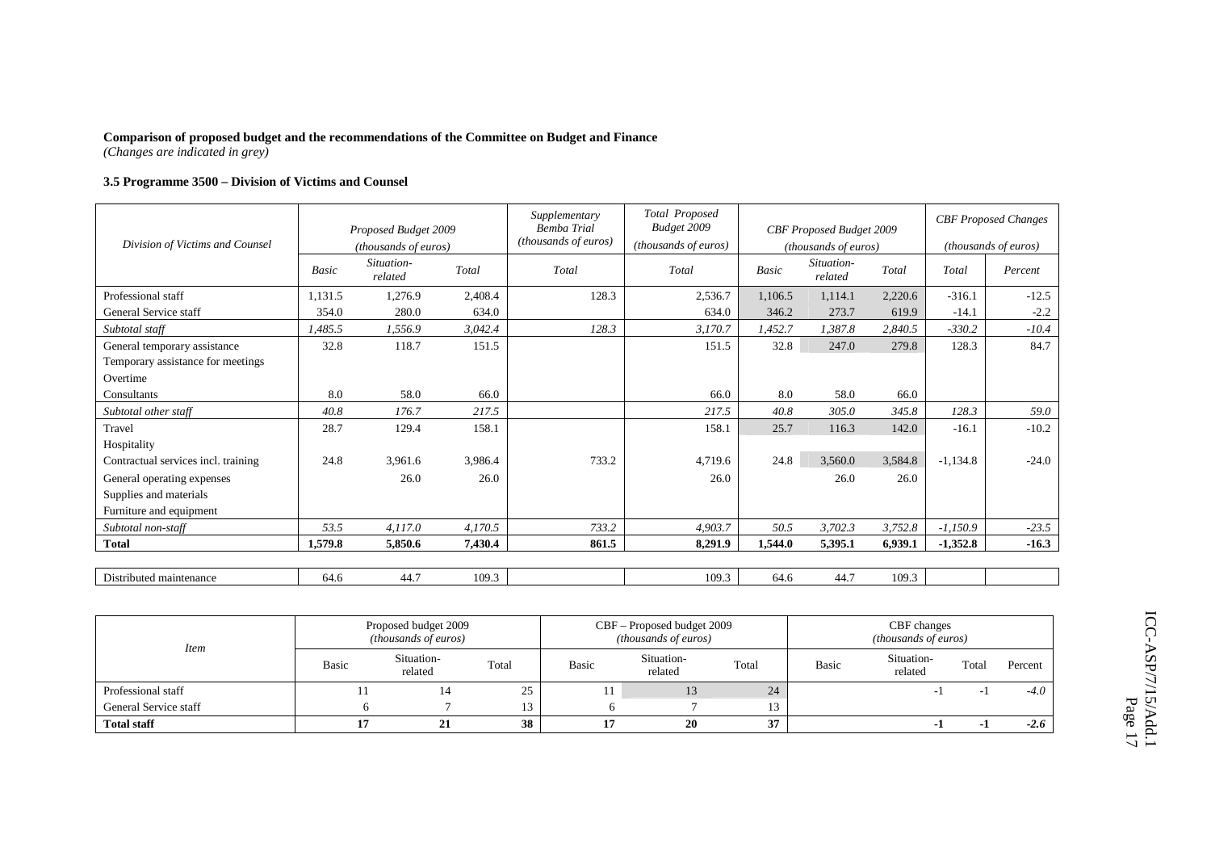**Comparison of proposed budget and the recommendations of the Committee on Budget and Finance**
*(Changes are indicated in grey)*

**3.5 Programme 3500 – Division of Victims and Counsel**

| *Division of Victims and Counsel* | *Proposed Budget 2009 (thousands of euros)* | | | *Supplementary Bemba Trial (thousands of euros)* | *Total Proposed Budget 2009 (thousands of euros)* | *CBF Proposed Budget 2009 (thousands of euros)* | | | *CBF Proposed Changes (thousands of euros)* | |
|---|---|---|---|---|---|---|---|---|---|---|
| | *Basic* | *Situation-related* | *Total* | *Total* | *Total* | *Basic* | *Situation-related* | *Total* | *Total* | *Percent* |
| Professional staff | 1,131.5 | 1,276.9 | 2,408.4 | 128.3 | 2,536.7 | 1,106.5 | 1,114.1 | 2,220.6 | -316.1 | -12.5 |
| General Service staff | 354.0 | 280.0 | 634.0 | | 634.0 | 346.2 | 273.7 | 619.9 | -14.1 | -2.2 |
| *Subtotal staff* | *1,485.5* | *1,556.9* | *3,042.4* | *128.3* | *3,170.7* | *1,452.7* | *1,387.8* | *2,840.5* | *-330.2* | *-10.4* |
| General temporary assistance | 32.8 | 118.7 | 151.5 | | 151.5 | 32.8 | 247.0 | 279.8 | 128.3 | 84.7 |
| Temporary assistance for meetings | | | | | | | | | | |
| Overtime | | | | | | | | | | |
| Consultants | 8.0 | 58.0 | 66.0 | | 66.0 | 8.0 | 58.0 | 66.0 | | |
| *Subtotal other staff* | *40.8* | *176.7* | *217.5* | | *217.5* | *40.8* | *305.0* | *345.8* | *128.3* | *59.0* |
| Travel | 28.7 | 129.4 | 158.1 | | 158.1 | 25.7 | 116.3 | 142.0 | -16.1 | -10.2 |
| Hospitality | | | | | | | | | | |
| Contractual services incl. training | 24.8 | 3,961.6 | 3,986.4 | 733.2 | 4,719.6 | 24.8 | 3,560.0 | 3,584.8 | -1,134.8 | -24.0 |
| General operating expenses | | 26.0 | 26.0 | | 26.0 | | 26.0 | 26.0 | | |
| Supplies and materials | | | | | | | | | | |
| Furniture and equipment | | | | | | | | | | |
| *Subtotal non-staff* | *53.5* | *4,117.0* | *4,170.5* | *733.2* | *4,903.7* | *50.5* | *3,702.3* | *3,752.8* | *-1,150.9* | *-23.5* |
| **Total** | **1,579.8** | **5,850.6** | **7,430.4** | **861.5** | **8,291.9** | **1,544.0** | **5,395.1** | **6,939.1** | **-1,352.8** | **-16.3** |
| Distributed maintenance | 64.6 | 44.7 | 109.3 | | 109.3 | 64.6 | 44.7 | 109.3 | | |

| *Item* | Proposed budget 2009 *(thousands of euros)* | | | CBF – Proposed budget 2009 *(thousands of euros)* | | | CBF changes *(thousands of euros)* | | | |
|---|---|---|---|---|---|---|---|---|---|---|
| | Basic | Situation-related | Total | Basic | Situation-related | Total | Basic | Situation-related | Total | Percent |
| Professional staff | 11 | 14 | 25 | 11 | 13 | 24 | | -1 | -1 | *-4.0* |
| General Service staff | 6 | 7 | 13 | 6 | 7 | 13 | | | | |
| **Total staff** | **17** | **21** | **38** | **17** | **20** | **37** | | **-1** | **-1** | ***-2.6*** |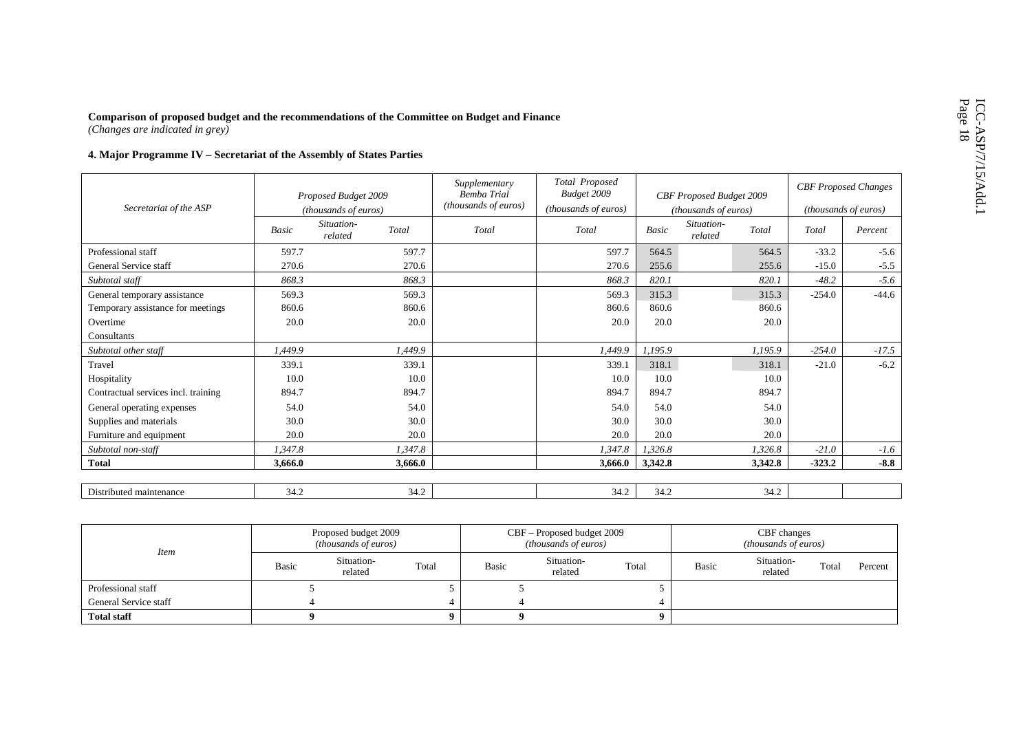**Comparison of proposed budget and the recommendations of the Committee on Budget and Finance**
*(Changes are indicated in grey)*

**4. Major Programme IV – Secretariat of the Assembly of States Parties**

| *Secretariat of the ASP* | *Proposed Budget 2009 (thousands of euros)* | | | *Supplementary Bemba Trial (thousands of euros)* | *Total Proposed Budget 2009 (thousands of euros)* | *CBF Proposed Budget 2009 (thousands of euros)* | | | *CBF Proposed Changes (thousands of euros)* | |
|---|---|---|---|---|---|---|---|---|---|---|
| | *Basic* | *Situation-related* | *Total* | *Total* | *Total* | *Basic* | *Situation-related* | *Total* | *Total* | *Percent* |
| Professional staff | 597.7 | | 597.7 | | 597.7 | 564.5 | | 564.5 | -33.2 | -5.6 |
| General Service staff | 270.6 | | 270.6 | | 270.6 | 255.6 | | 255.6 | -15.0 | -5.5 |
| *Subtotal staff* | *868.3* | | *868.3* | | *868.3* | *820.1* | | *820.1* | *-48.2* | *-5.6* |
| General temporary assistance | 569.3 | | 569.3 | | 569.3 | 315.3 | | 315.3 | -254.0 | -44.6 |
| Temporary assistance for meetings | 860.6 | | 860.6 | | 860.6 | 860.6 | | 860.6 | | |
| Overtime | 20.0 | | 20.0 | | 20.0 | 20.0 | | 20.0 | | |
| Consultants | | | | | | | | | | |
| *Subtotal other staff* | *1,449.9* | | *1,449.9* | | *1,449.9* | *1,195.9* | | *1,195.9* | *-254.0* | *-17.5* |
| Travel | 339.1 | | 339.1 | | 339.1 | 318.1 | | 318.1 | -21.0 | -6.2 |
| Hospitality | 10.0 | | 10.0 | | 10.0 | 10.0 | | 10.0 | | |
| Contractual services incl. training | 894.7 | | 894.7 | | 894.7 | 894.7 | | 894.7 | | |
| General operating expenses | 54.0 | | 54.0 | | 54.0 | 54.0 | | 54.0 | | |
| Supplies and materials | 30.0 | | 30.0 | | 30.0 | 30.0 | | 30.0 | | |
| Furniture and equipment | 20.0 | | 20.0 | | 20.0 | 20.0 | | 20.0 | | |
| *Subtotal non-staff* | *1,347.8* | | *1,347.8* | | *1,347.8* | *1,326.8* | | *1,326.8* | *-21.0* | *-1.6* |
| **Total** | **3,666.0** | | **3,666.0** | | **3,666.0** | **3,342.8** | | **3,342.8** | **-323.2** | **-8.8** |
| | | | | | | | | | | |
| Distributed maintenance | 34.2 | | 34.2 | | 34.2 | 34.2 | | 34.2 | | |

| *Item* | Proposed budget 2009 *(thousands of euros)* | | | CBF – Proposed budget 2009 *(thousands of euros)* | | | CBF changes *(thousands of euros)* | | | |
|---|---|---|---|---|---|---|---|---|---|---|
| | Basic | Situation-related | Total | Basic | Situation-related | Total | Basic | Situation-related | Total | Percent |
| Professional staff | 5 | | 5 | 5 | | 5 | | | | |
| General Service staff | 4 | | 4 | 4 | | 4 | | | | |
| **Total staff** | **9** | | **9** | **9** | | **9** | | | | |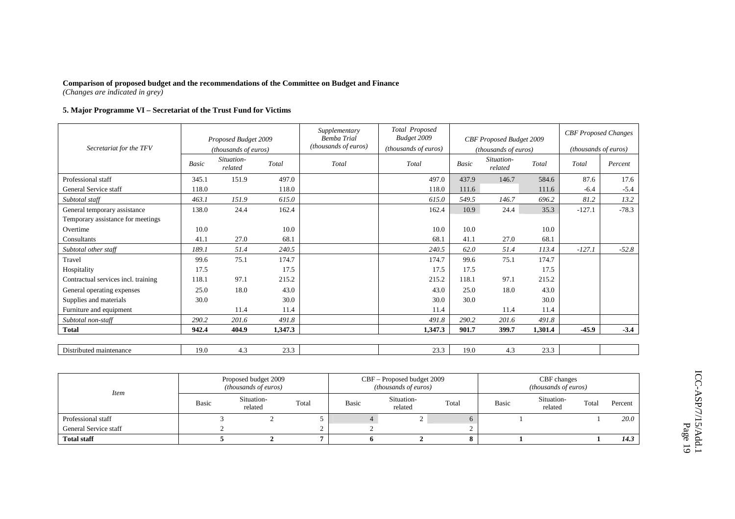**Comparison of proposed budget and the recommendations of the Committee on Budget and Finance**
*(Changes are indicated in grey)*

### 5. Major Programme VI – Secretariat of the Trust Fund for Victims

| *Secretariat for the TFV* | *Proposed Budget 2009 (thousands of euros)* | | | *Supplementary Bemba Trial (thousands of euros)* | *Total Proposed Budget 2009 (thousands of euros)* | *CBF Proposed Budget 2009 (thousands of euros)* | | | *CBF Proposed Changes (thousands of euros)* | |
|---|---|---|---|---|---|---|---|---|---|---|
| | *Basic* | *Situation-related* | *Total* | *Total* | *Total* | *Basic* | *Situation-related* | *Total* | *Total* | *Percent* |
| Professional staff | 345.1 | 151.9 | 497.0 | | 497.0 | 437.9 | 146.7 | 584.6 | 87.6 | 17.6 |
| General Service staff | 118.0 | | 118.0 | | 118.0 | 111.6 | | 111.6 | -6.4 | -5.4 |
| *Subtotal staff* | *463.1* | *151.9* | *615.0* | | *615.0* | *549.5* | *146.7* | *696.2* | *81.2* | *13.2* |
| General temporary assistance | 138.0 | 24.4 | 162.4 | | 162.4 | 10.9 | 24.4 | 35.3 | -127.1 | -78.3 |
| Temporary assistance for meetings | | | | | | | | | | |
| Overtime | 10.0 | | 10.0 | | 10.0 | 10.0 | | 10.0 | | |
| Consultants | 41.1 | 27.0 | 68.1 | | 68.1 | 41.1 | 27.0 | 68.1 | | |
| *Subtotal other staff* | *189.1* | *51.4* | *240.5* | | *240.5* | *62.0* | *51.4* | *113.4* | *-127.1* | *-52.8* |
| Travel | 99.6 | 75.1 | 174.7 | | 174.7 | 99.6 | 75.1 | 174.7 | | |
| Hospitality | 17.5 | | 17.5 | | 17.5 | 17.5 | | 17.5 | | |
| Contractual services incl. training | 118.1 | 97.1 | 215.2 | | 215.2 | 118.1 | 97.1 | 215.2 | | |
| General operating expenses | 25.0 | 18.0 | 43.0 | | 43.0 | 25.0 | 18.0 | 43.0 | | |
| Supplies and materials | 30.0 | | 30.0 | | 30.0 | 30.0 | | 30.0 | | |
| Furniture and equipment | | 11.4 | 11.4 | | 11.4 | | 11.4 | 11.4 | | |
| *Subtotal non-staff* | *290.2* | *201.6* | *491.8* | | *491.8* | *290.2* | *201.6* | *491.8* | | |
| **Total** | **942.4** | **404.9** | **1,347.3** | | **1,347.3** | **901.7** | **399.7** | **1,301.4** | **-45.9** | **-3.4** |
| | | | | | | | | | | |
| Distributed maintenance | 19.0 | 4.3 | 23.3 | | 23.3 | 19.0 | 4.3 | 23.3 | | |

| *Item* | Proposed budget 2009 *(thousands of euros)* | | | CBF – Proposed budget 2009 *(thousands of euros)* | | | CBF changes *(thousands of euros)* | | | |
|---|---|---|---|---|---|---|---|---|---|---|
| | Basic | Situation-related | Total | Basic | Situation-related | Total | Basic | Situation-related | Total | Percent |
| Professional staff | 3 | 2 | 5 | 4 | 2 | 6 | 1 | | 1 | *20.0* |
| General Service staff | 2 | | 2 | 2 | | 2 | | | | |
| **Total staff** | **5** | **2** | **7** | **6** | **2** | **8** | **1** | | **1** | ***14.3*** |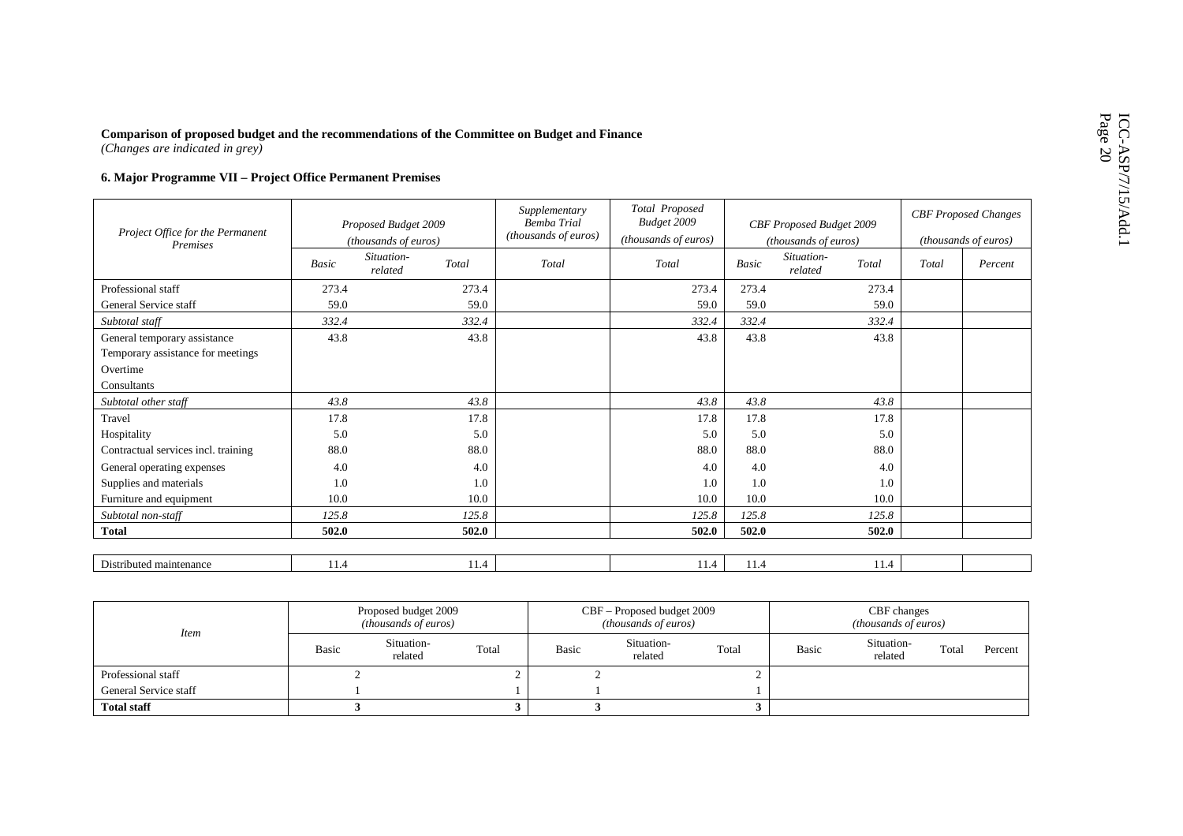**Comparison of proposed budget and the recommendations of the Committee on Budget and Finance**
*(Changes are indicated in grey)*

**6. Major Programme VII – Project Office Permanent Premises**

| *Project Office for the Permanent Premises* | *Proposed Budget 2009 (thousands of euros)* | | | *Supplementary Bemba Trial (thousands of euros)* | *Total Proposed Budget 2009 (thousands of euros)* | *CBF Proposed Budget 2009 (thousands of euros)* | | | *CBF Proposed Changes (thousands of euros)* | |
|---|---|---|---|---|---|---|---|---|---|---|
| | *Basic* | *Situation-related* | *Total* | *Total* | *Total* | *Basic* | *Situation-related* | *Total* | *Total* | *Percent* |
| Professional staff | 273.4 | | 273.4 | | 273.4 | 273.4 | | 273.4 | | |
| General Service staff | 59.0 | | 59.0 | | 59.0 | 59.0 | | 59.0 | | |
| *Subtotal staff* | *332.4* | | *332.4* | | *332.4* | *332.4* | | *332.4* | | |
| General temporary assistance | 43.8 | | 43.8 | | 43.8 | 43.8 | | 43.8 | | |
| Temporary assistance for meetings | | | | | | | | | | |
| Overtime | | | | | | | | | | |
| Consultants | | | | | | | | | | |
| *Subtotal other staff* | *43.8* | | *43.8* | | *43.8* | *43.8* | | *43.8* | | |
| Travel | 17.8 | | 17.8 | | 17.8 | 17.8 | | 17.8 | | |
| Hospitality | 5.0 | | 5.0 | | 5.0 | 5.0 | | 5.0 | | |
| Contractual services incl. training | 88.0 | | 88.0 | | 88.0 | 88.0 | | 88.0 | | |
| General operating expenses | 4.0 | | 4.0 | | 4.0 | 4.0 | | 4.0 | | |
| Supplies and materials | 1.0 | | 1.0 | | 1.0 | 1.0 | | 1.0 | | |
| Furniture and equipment | 10.0 | | 10.0 | | 10.0 | 10.0 | | 10.0 | | |
| *Subtotal non-staff* | *125.8* | | *125.8* | | *125.8* | *125.8* | | *125.8* | | |
| **Total** | **502.0** | | **502.0** | | **502.0** | **502.0** | | **502.0** | | |
| Distributed maintenance | 11.4 | | 11.4 | | 11.4 | 11.4 | | 11.4 | | |

| *Item* | Proposed budget 2009 *(thousands of euros)* | | | CBF – Proposed budget 2009 *(thousands of euros)* | | | CBF changes *(thousands of euros)* | | | |
|---|---|---|---|---|---|---|---|---|---|---|
| | Basic | Situation-related | Total | Basic | Situation-related | Total | Basic | Situation-related | Total | Percent |
| Professional staff | 2 | | 2 | 2 | | 2 | | | | |
| General Service staff | 1 | | 1 | 1 | | 1 | | | | |
| **Total staff** | **3** | | **3** | **3** | | **3** | | | | |